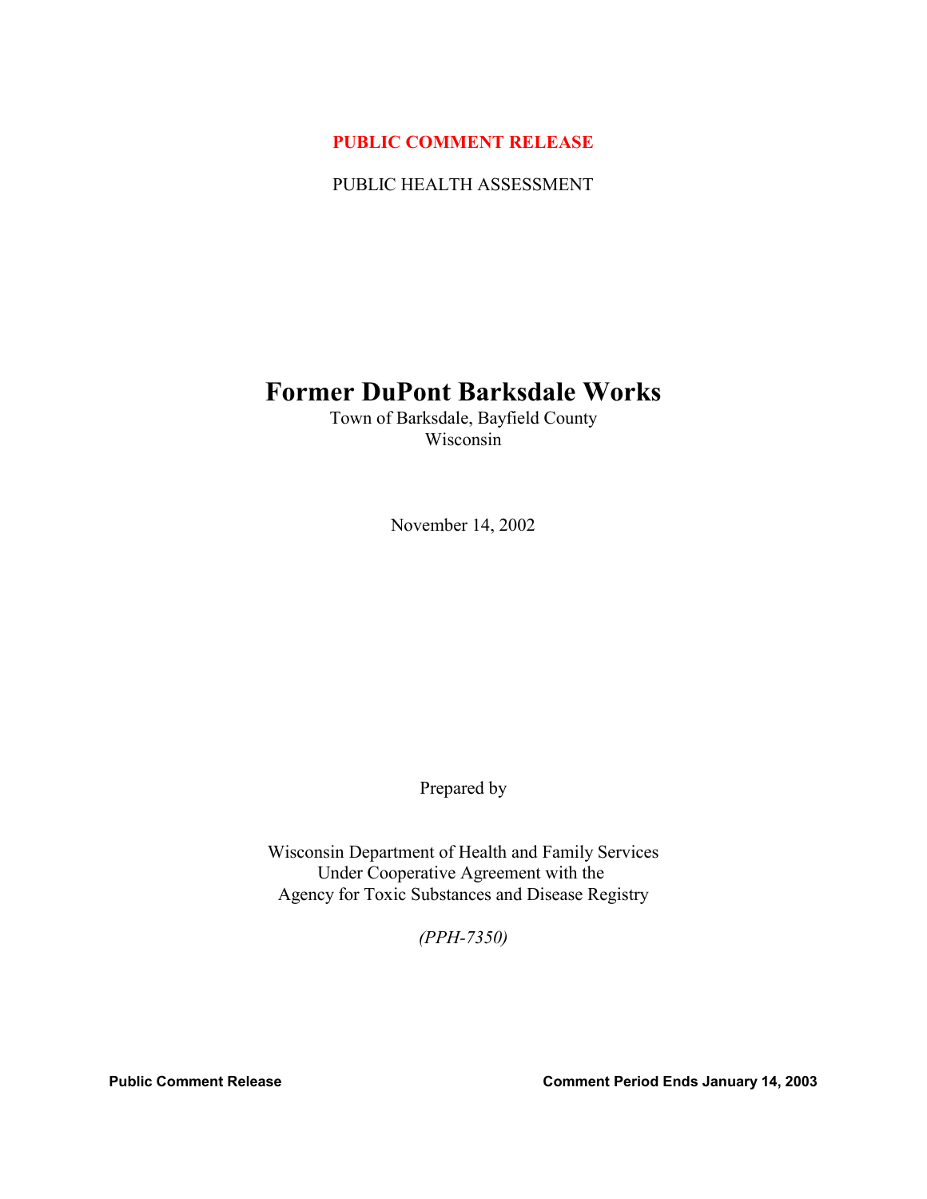**PUBLIC COMMENT RELEASE**

PUBLIC HEALTH ASSESSMENT

# Former DuPont Barksdale Works

Town of Barksdale, Bayfield County
Wisconsin

November 14, 2002

Prepared by

Wisconsin Department of Health and Family Services
Under Cooperative Agreement with the
Agency for Toxic Substances and Disease Registry

*(PPH-7350)*

**Public Comment Release** **Comment Period Ends January 14, 2003**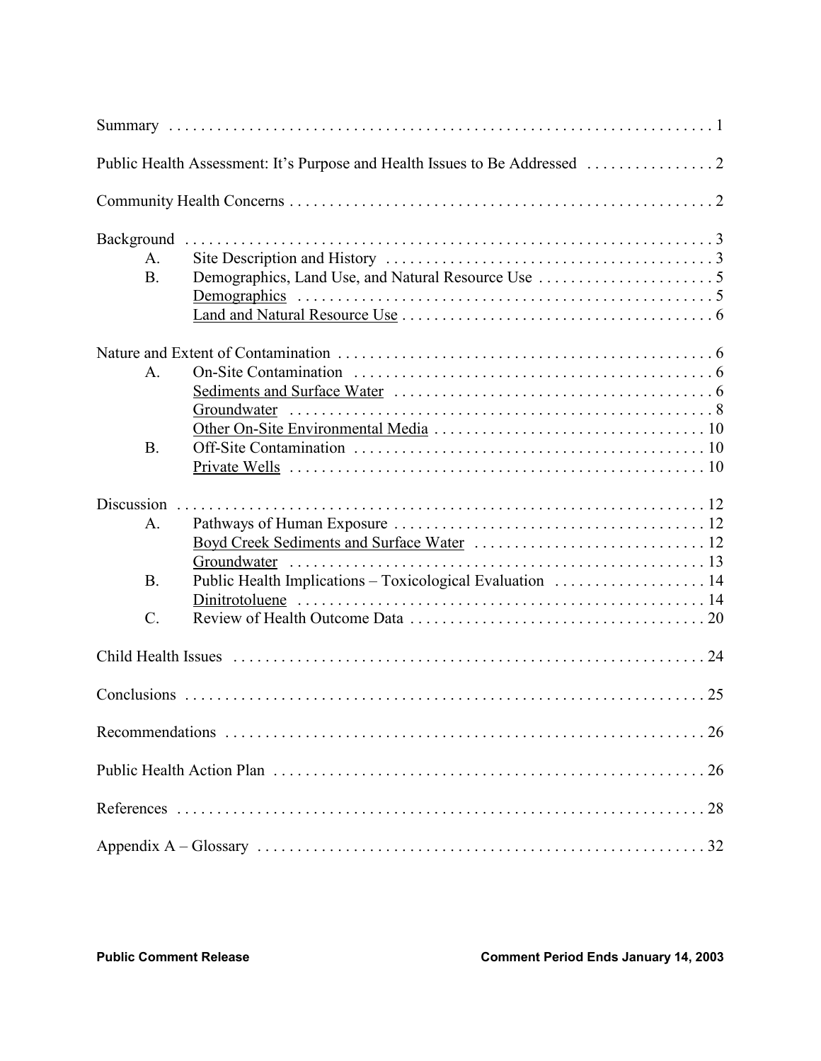Summary . . . . . . . . . . . . . . . . . . . . . . . . . . . . . . . . . . . . . . . . . . . . . . . . . . . . . . . . . . . . . . . . . . . 1

Public Health Assessment: It's Purpose and Health Issues to Be Addressed . . . . . . . . . . . . . . . . 2

Community Health Concerns . . . . . . . . . . . . . . . . . . . . . . . . . . . . . . . . . . . . . . . . . . . . . . . . . . . . 2

Background . . . . . . . . . . . . . . . . . . . . . . . . . . . . . . . . . . . . . . . . . . . . . . . . . . . . . . . . . . . . . . . . . 3

- A. Site Description and History . . . . . . . . . . . . . . . . . . . . . . . . . . . . . . . . . . . . . . . . . 3
- B. Demographics, Land Use, and Natural Resource Use . . . . . . . . . . . . . . . . . . . . . . . 5
  - Demographics . . . . . . . . . . . . . . . . . . . . . . . . . . . . . . . . . . . . . . . . . . . . . . . . . . . . . 5
  - Land and Natural Resource Use . . . . . . . . . . . . . . . . . . . . . . . . . . . . . . . . . . . . . . . . 6

Nature and Extent of Contamination . . . . . . . . . . . . . . . . . . . . . . . . . . . . . . . . . . . . . . . . . . . . . . . . 6

- A. On-Site Contamination . . . . . . . . . . . . . . . . . . . . . . . . . . . . . . . . . . . . . . . . . . . . . . . 6
  - Sediments and Surface Water . . . . . . . . . . . . . . . . . . . . . . . . . . . . . . . . . . . . . . . . . 6
  - Groundwater . . . . . . . . . . . . . . . . . . . . . . . . . . . . . . . . . . . . . . . . . . . . . . . . . . . . . . 8
  - Other On-Site Environmental Media . . . . . . . . . . . . . . . . . . . . . . . . . . . . . . . . . . . 10
- B. Off-Site Contamination . . . . . . . . . . . . . . . . . . . . . . . . . . . . . . . . . . . . . . . . . . . . . 10
  - Private Wells . . . . . . . . . . . . . . . . . . . . . . . . . . . . . . . . . . . . . . . . . . . . . . . . . . . . . 10

Discussion . . . . . . . . . . . . . . . . . . . . . . . . . . . . . . . . . . . . . . . . . . . . . . . . . . . . . . . . . . . . . . . . . 12

- A. Pathways of Human Exposure . . . . . . . . . . . . . . . . . . . . . . . . . . . . . . . . . . . . . . . . 12
  - Boyd Creek Sediments and Surface Water . . . . . . . . . . . . . . . . . . . . . . . . . . . . . 12
  - Groundwater . . . . . . . . . . . . . . . . . . . . . . . . . . . . . . . . . . . . . . . . . . . . . . . . . . . . . 13
- B. Public Health Implications – Toxicological Evaluation . . . . . . . . . . . . . . . . . . . . 14
  - Dinitrotoluene . . . . . . . . . . . . . . . . . . . . . . . . . . . . . . . . . . . . . . . . . . . . . . . . . . . . 14
- C. Review of Health Outcome Data . . . . . . . . . . . . . . . . . . . . . . . . . . . . . . . . . . . . . 20

Child Health Issues . . . . . . . . . . . . . . . . . . . . . . . . . . . . . . . . . . . . . . . . . . . . . . . . . . . . . . . . . . . 24

Conclusions . . . . . . . . . . . . . . . . . . . . . . . . . . . . . . . . . . . . . . . . . . . . . . . . . . . . . . . . . . . . . . . . 25

Recommendations . . . . . . . . . . . . . . . . . . . . . . . . . . . . . . . . . . . . . . . . . . . . . . . . . . . . . . . . . . . 26

Public Health Action Plan . . . . . . . . . . . . . . . . . . . . . . . . . . . . . . . . . . . . . . . . . . . . . . . . . . . . . . 26

References . . . . . . . . . . . . . . . . . . . . . . . . . . . . . . . . . . . . . . . . . . . . . . . . . . . . . . . . . . . . . . . . . 28

Appendix A – Glossary . . . . . . . . . . . . . . . . . . . . . . . . . . . . . . . . . . . . . . . . . . . . . . . . . . . . . . . . 32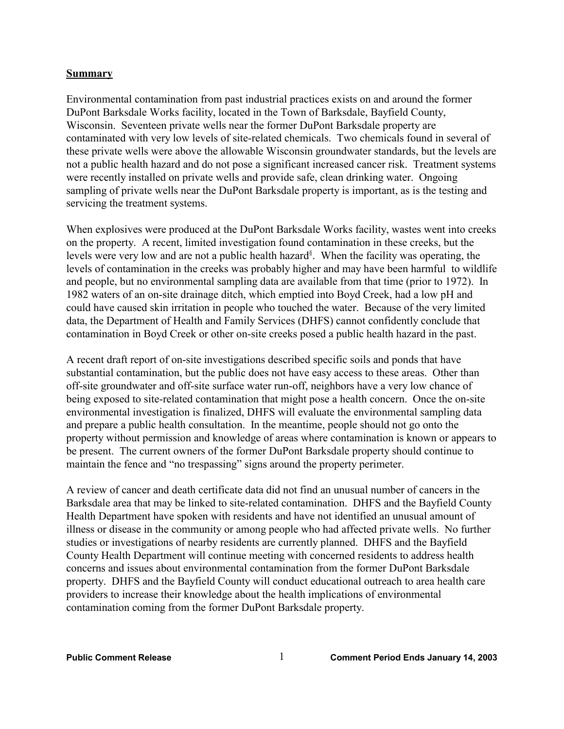## **Summary**

Environmental contamination from past industrial practices exists on and around the former DuPont Barksdale Works facility, located in the Town of Barksdale, Bayfield County, Wisconsin. Seventeen private wells near the former DuPont Barksdale property are contaminated with very low levels of site-related chemicals. Two chemicals found in several of these private wells were above the allowable Wisconsin groundwater standards, but the levels are not a public health hazard and do not pose a significant increased cancer risk. Treatment systems were recently installed on private wells and provide safe, clean drinking water. Ongoing sampling of private wells near the DuPont Barksdale property is important, as is the testing and servicing the treatment systems.

When explosives were produced at the DuPont Barksdale Works facility, wastes went into creeks on the property. A recent, limited investigation found contamination in these creeks, but the levels were very low and are not a public health hazard[§]. When the facility was operating, the levels of contamination in the creeks was probably higher and may have been harmful to wildlife and people, but no environmental sampling data are available from that time (prior to 1972). In 1982 waters of an on-site drainage ditch, which emptied into Boyd Creek, had a low pH and could have caused skin irritation in people who touched the water. Because of the very limited data, the Department of Health and Family Services (DHFS) cannot confidently conclude that contamination in Boyd Creek or other on-site creeks posed a public health hazard in the past.

A recent draft report of on-site investigations described specific soils and ponds that have substantial contamination, but the public does not have easy access to these areas. Other than off-site groundwater and off-site surface water run-off, neighbors have a very low chance of being exposed to site-related contamination that might pose a health concern. Once the on-site environmental investigation is finalized, DHFS will evaluate the environmental sampling data and prepare a public health consultation. In the meantime, people should not go onto the property without permission and knowledge of areas where contamination is known or appears to be present. The current owners of the former DuPont Barksdale property should continue to maintain the fence and "no trespassing" signs around the property perimeter.

A review of cancer and death certificate data did not find an unusual number of cancers in the Barksdale area that may be linked to site-related contamination. DHFS and the Bayfield County Health Department have spoken with residents and have not identified an unusual amount of illness or disease in the community or among people who had affected private wells. No further studies or investigations of nearby residents are currently planned. DHFS and the Bayfield County Health Department will continue meeting with concerned residents to address health concerns and issues about environmental contamination from the former DuPont Barksdale property. DHFS and the Bayfield County will conduct educational outreach to area health care providers to increase their knowledge about the health implications of environmental contamination coming from the former DuPont Barksdale property.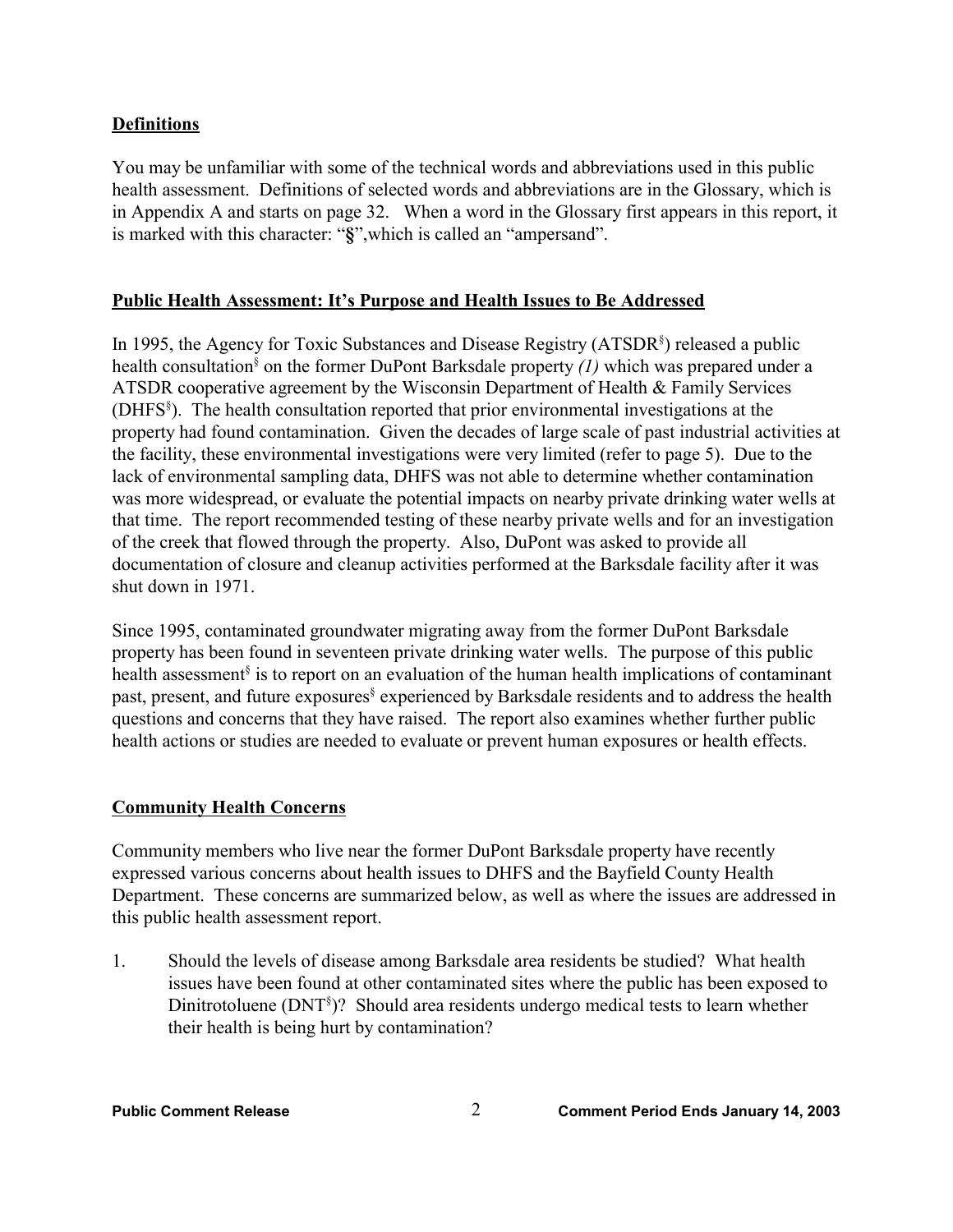**Definitions**

You may be unfamiliar with some of the technical words and abbreviations used in this public health assessment. Definitions of selected words and abbreviations are in the Glossary, which is in Appendix A and starts on page 32. When a word in the Glossary first appears in this report, it is marked with this character: "**§**",which is called an "ampersand".

**Public Health Assessment: It's Purpose and Health Issues to Be Addressed**

In 1995, the Agency for Toxic Substances and Disease Registry (ATSDR[§]) released a public health consultation[§] on the former DuPont Barksdale property *(1)* which was prepared under a ATSDR cooperative agreement by the Wisconsin Department of Health & Family Services (DHFS[§]). The health consultation reported that prior environmental investigations at the property had found contamination. Given the decades of large scale of past industrial activities at the facility, these environmental investigations were very limited (refer to page 5). Due to the lack of environmental sampling data, DHFS was not able to determine whether contamination was more widespread, or evaluate the potential impacts on nearby private drinking water wells at that time. The report recommended testing of these nearby private wells and for an investigation of the creek that flowed through the property. Also, DuPont was asked to provide all documentation of closure and cleanup activities performed at the Barksdale facility after it was shut down in 1971.

Since 1995, contaminated groundwater migrating away from the former DuPont Barksdale property has been found in seventeen private drinking water wells. The purpose of this public health assessment[§] is to report on an evaluation of the human health implications of contaminant past, present, and future exposures[§] experienced by Barksdale residents and to address the health questions and concerns that they have raised. The report also examines whether further public health actions or studies are needed to evaluate or prevent human exposures or health effects.

**Community Health Concerns**

Community members who live near the former DuPont Barksdale property have recently expressed various concerns about health issues to DHFS and the Bayfield County Health Department. These concerns are summarized below, as well as where the issues are addressed in this public health assessment report.

1. Should the levels of disease among Barksdale area residents be studied? What health issues have been found at other contaminated sites where the public has been exposed to Dinitrotoluene (DNT[§])? Should area residents undergo medical tests to learn whether their health is being hurt by contamination?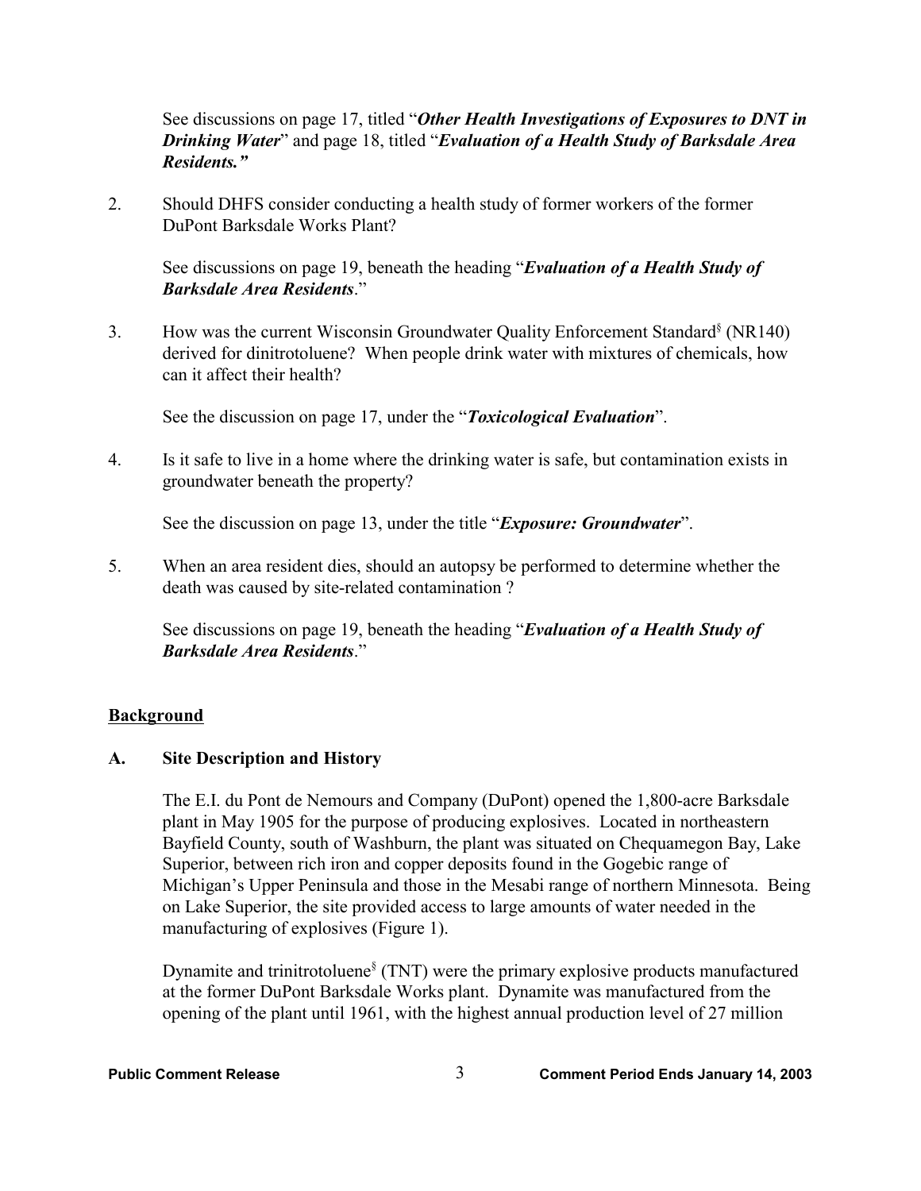See discussions on page 17, titled "***Other Health Investigations of Exposures to DNT in Drinking Water***" and page 18, titled "***Evaluation of a Health Study of Barksdale Area Residents."***

2. Should DHFS consider conducting a health study of former workers of the former DuPont Barksdale Works Plant?

   See discussions on page 19, beneath the heading "***Evaluation of a Health Study of Barksdale Area Residents***."

3. How was the current Wisconsin Groundwater Quality Enforcement Standard§ (NR140) derived for dinitrotoluene? When people drink water with mixtures of chemicals, how can it affect their health?

   See the discussion on page 17, under the "***Toxicological Evaluation***".

4. Is it safe to live in a home where the drinking water is safe, but contamination exists in groundwater beneath the property?

   See the discussion on page 13, under the title "***Exposure: Groundwater***".

5. When an area resident dies, should an autopsy be performed to determine whether the death was caused by site-related contamination ?

   See discussions on page 19, beneath the heading "***Evaluation of a Health Study of Barksdale Area Residents***."

## <u>Background</u>

### A. Site Description and History

The E.I. du Pont de Nemours and Company (DuPont) opened the 1,800-acre Barksdale plant in May 1905 for the purpose of producing explosives. Located in northeastern Bayfield County, south of Washburn, the plant was situated on Chequamegon Bay, Lake Superior, between rich iron and copper deposits found in the Gogebic range of Michigan's Upper Peninsula and those in the Mesabi range of northern Minnesota. Being on Lake Superior, the site provided access to large amounts of water needed in the manufacturing of explosives (Figure 1).

Dynamite and trinitrotoluene§ (TNT) were the primary explosive products manufactured at the former DuPont Barksdale Works plant. Dynamite was manufactured from the opening of the plant until 1961, with the highest annual production level of 27 million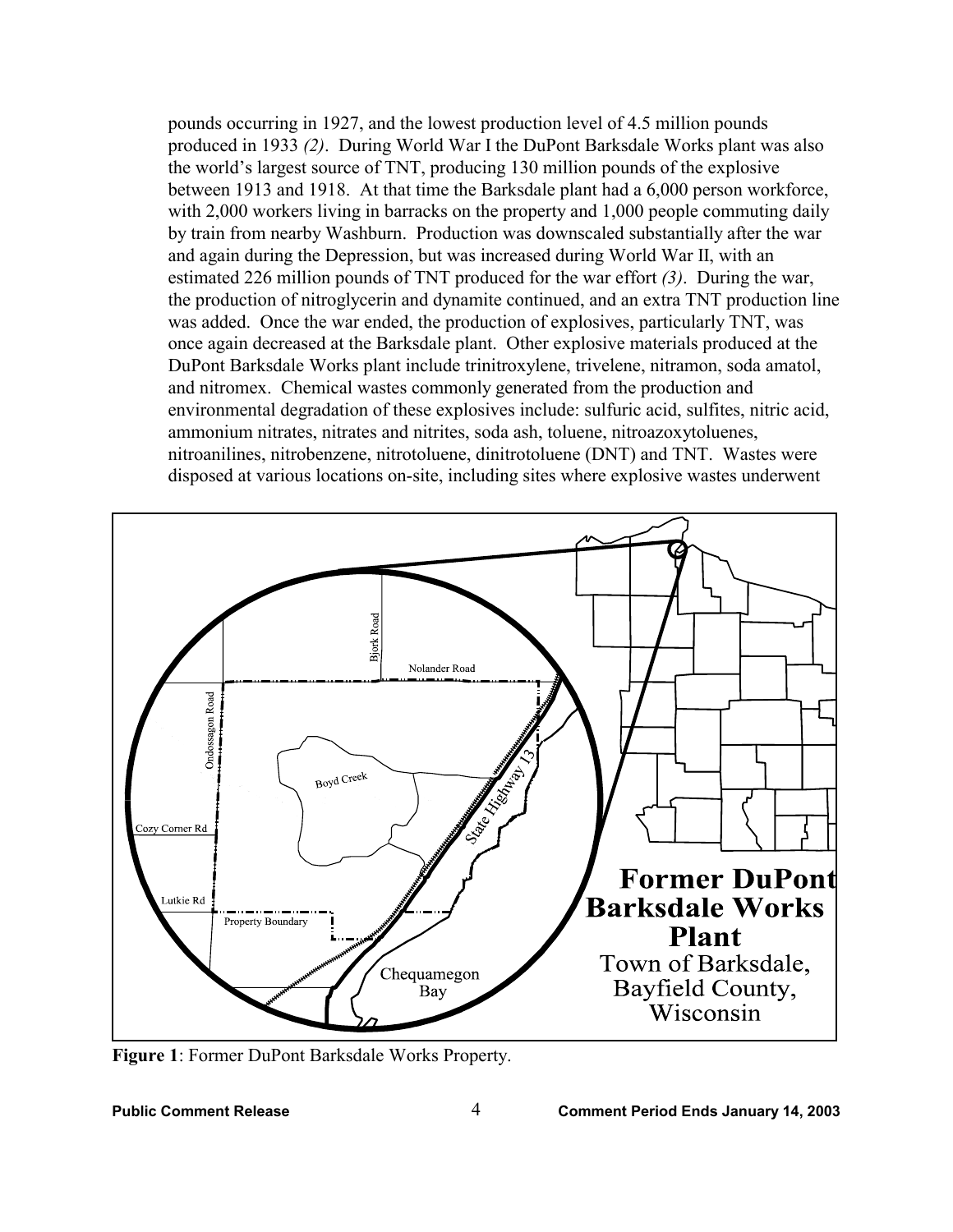pounds occurring in 1927, and the lowest production level of 4.5 million pounds produced in 1933 *(2)*. During World War I the DuPont Barksdale Works plant was also the world's largest source of TNT, producing 130 million pounds of the explosive between 1913 and 1918. At that time the Barksdale plant had a 6,000 person workforce, with 2,000 workers living in barracks on the property and 1,000 people commuting daily by train from nearby Washburn. Production was downscaled substantially after the war and again during the Depression, but was increased during World War II, with an estimated 226 million pounds of TNT produced for the war effort *(3)*. During the war, the production of nitroglycerin and dynamite continued, and an extra TNT production line was added. Once the war ended, the production of explosives, particularly TNT, was once again decreased at the Barksdale plant. Other explosive materials produced at the DuPont Barksdale Works plant include trinitroxylene, trivelene, nitramon, soda amatol, and nitromex. Chemical wastes commonly generated from the production and environmental degradation of these explosives include: sulfuric acid, sulfites, nitric acid, ammonium nitrates, nitrates and nitrites, soda ash, toluene, nitroazoxytoluenes, nitroanilines, nitrobenzene, nitrotoluene, dinitrotoluene (DNT) and TNT. Wastes were disposed at various locations on-site, including sites where explosive wastes underwent

Bjork Road
Nolander Road
Ondossagon Road
Boyd Creek
State Highway 13
Cozy Corner Rd
Lutkie Rd
Property Boundary
Chequamegon Bay

**Former DuPont Barksdale Works Plant**
Town of Barksdale, Bayfield County, Wisconsin

**Figure 1**: Former DuPont Barksdale Works Property.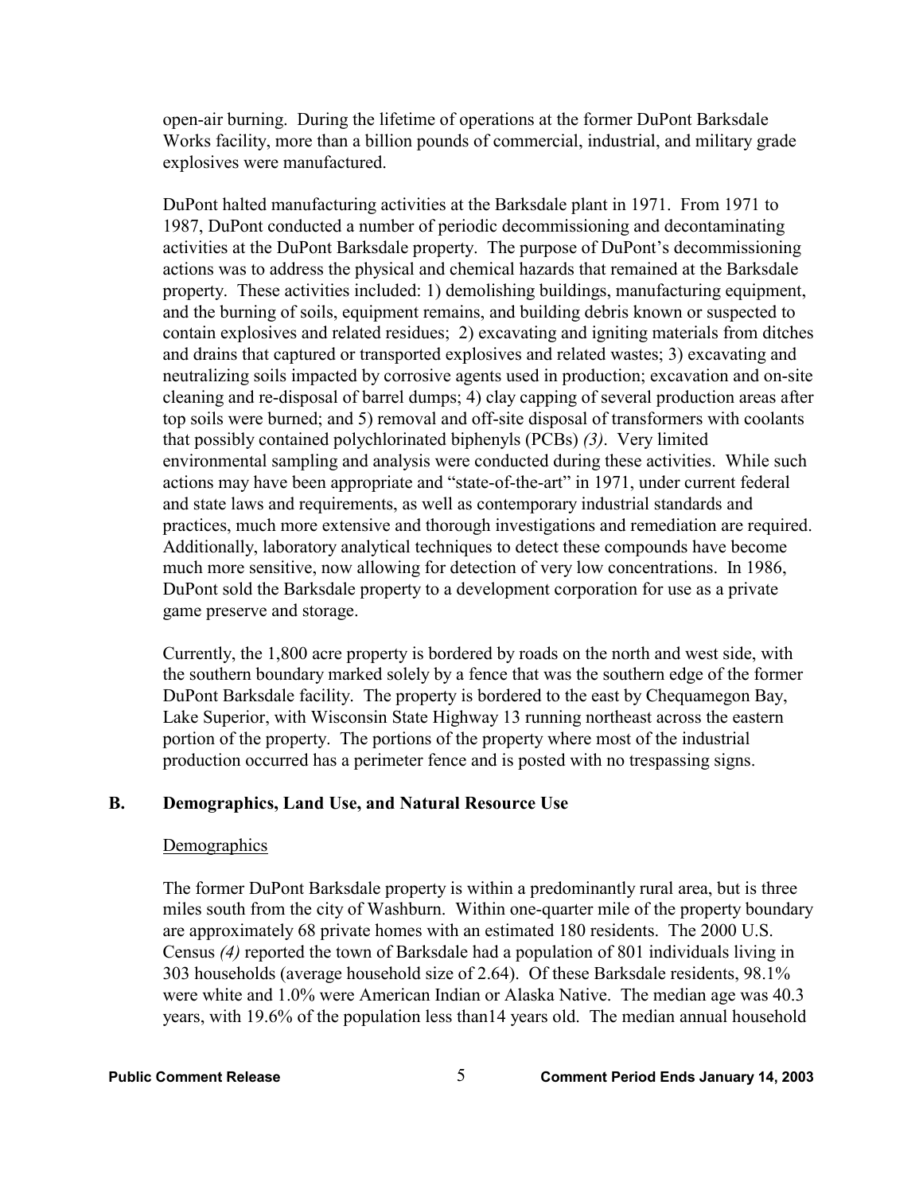open-air burning. During the lifetime of operations at the former DuPont Barksdale Works facility, more than a billion pounds of commercial, industrial, and military grade explosives were manufactured.

DuPont halted manufacturing activities at the Barksdale plant in 1971. From 1971 to 1987, DuPont conducted a number of periodic decommissioning and decontaminating activities at the DuPont Barksdale property. The purpose of DuPont's decommissioning actions was to address the physical and chemical hazards that remained at the Barksdale property. These activities included: 1) demolishing buildings, manufacturing equipment, and the burning of soils, equipment remains, and building debris known or suspected to contain explosives and related residues; 2) excavating and igniting materials from ditches and drains that captured or transported explosives and related wastes; 3) excavating and neutralizing soils impacted by corrosive agents used in production; excavation and on-site cleaning and re-disposal of barrel dumps; 4) clay capping of several production areas after top soils were burned; and 5) removal and off-site disposal of transformers with coolants that possibly contained polychlorinated biphenyls (PCBs) *(3)*. Very limited environmental sampling and analysis were conducted during these activities. While such actions may have been appropriate and "state-of-the-art" in 1971, under current federal and state laws and requirements, as well as contemporary industrial standards and practices, much more extensive and thorough investigations and remediation are required. Additionally, laboratory analytical techniques to detect these compounds have become much more sensitive, now allowing for detection of very low concentrations. In 1986, DuPont sold the Barksdale property to a development corporation for use as a private game preserve and storage.

Currently, the 1,800 acre property is bordered by roads on the north and west side, with the southern boundary marked solely by a fence that was the southern edge of the former DuPont Barksdale facility. The property is bordered to the east by Chequamegon Bay, Lake Superior, with Wisconsin State Highway 13 running northeast across the eastern portion of the property. The portions of the property where most of the industrial production occurred has a perimeter fence and is posted with no trespassing signs.

## B. Demographics, Land Use, and Natural Resource Use

### Demographics

The former DuPont Barksdale property is within a predominantly rural area, but is three miles south from the city of Washburn. Within one-quarter mile of the property boundary are approximately 68 private homes with an estimated 180 residents. The 2000 U.S. Census *(4)* reported the town of Barksdale had a population of 801 individuals living in 303 households (average household size of 2.64). Of these Barksdale residents, 98.1% were white and 1.0% were American Indian or Alaska Native. The median age was 40.3 years, with 19.6% of the population less than14 years old. The median annual household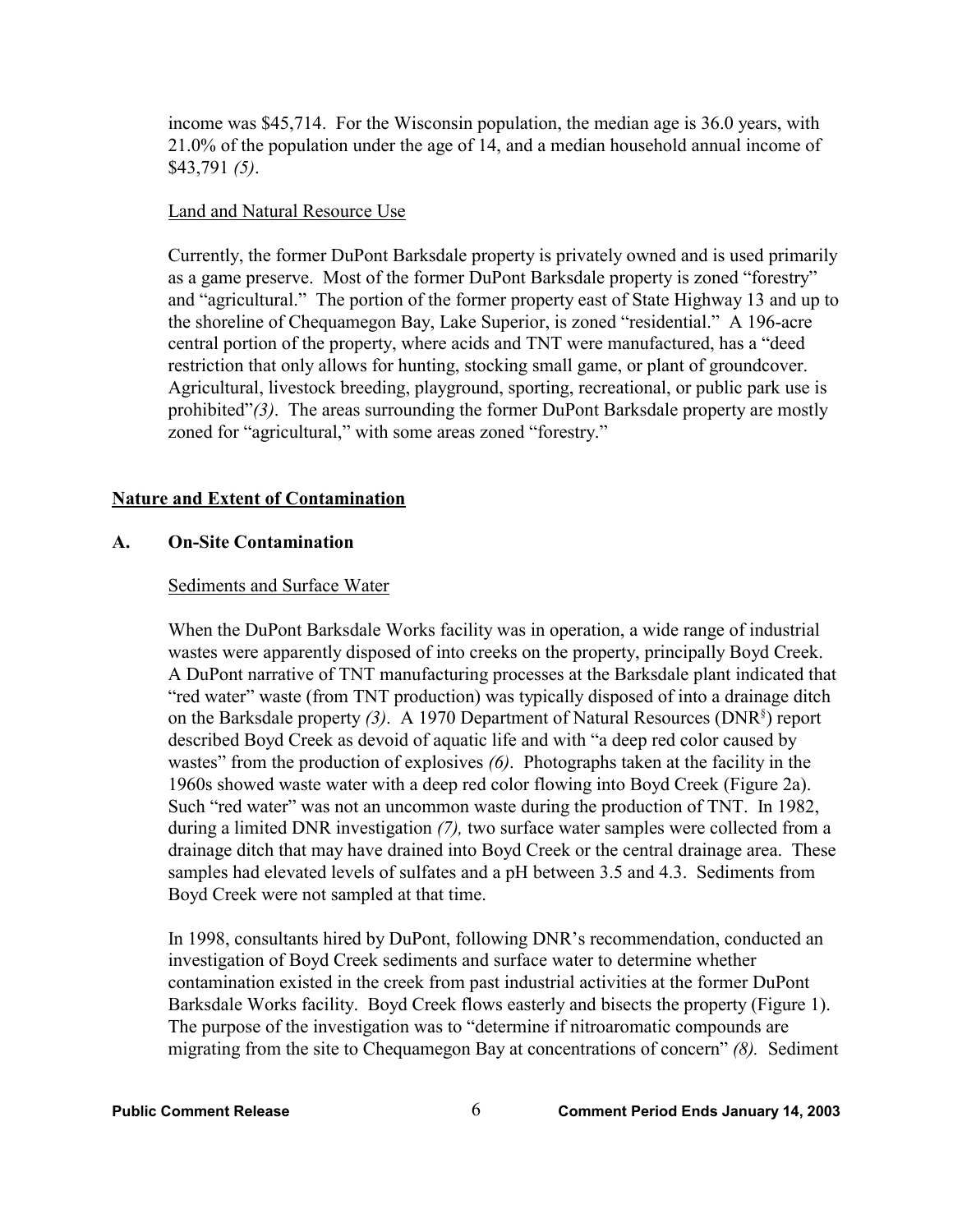income was $45,714. For the Wisconsin population, the median age is 36.0 years, with 21.0% of the population under the age of 14, and a median household annual income of $43,791 *(5)*.

Land and Natural Resource Use

Currently, the former DuPont Barksdale property is privately owned and is used primarily as a game preserve. Most of the former DuPont Barksdale property is zoned "forestry" and "agricultural." The portion of the former property east of State Highway 13 and up to the shoreline of Chequamegon Bay, Lake Superior, is zoned "residential." A 196-acre central portion of the property, where acids and TNT were manufactured, has a "deed restriction that only allows for hunting, stocking small game, or plant of groundcover. Agricultural, livestock breeding, playground, sporting, recreational, or public park use is prohibited"*(3)*. The areas surrounding the former DuPont Barksdale property are mostly zoned for "agricultural," with some areas zoned "forestry."

## Nature and Extent of Contamination

### A. On-Site Contamination

Sediments and Surface Water

When the DuPont Barksdale Works facility was in operation, a wide range of industrial wastes were apparently disposed of into creeks on the property, principally Boyd Creek. A DuPont narrative of TNT manufacturing processes at the Barksdale plant indicated that "red water" waste (from TNT production) was typically disposed of into a drainage ditch on the Barksdale property *(3)*. A 1970 Department of Natural Resources (DNR[§]) report described Boyd Creek as devoid of aquatic life and with "a deep red color caused by wastes" from the production of explosives *(6)*. Photographs taken at the facility in the 1960s showed waste water with a deep red color flowing into Boyd Creek (Figure 2a). Such "red water" was not an uncommon waste during the production of TNT. In 1982, during a limited DNR investigation *(7),* two surface water samples were collected from a drainage ditch that may have drained into Boyd Creek or the central drainage area. These samples had elevated levels of sulfates and a pH between 3.5 and 4.3. Sediments from Boyd Creek were not sampled at that time.

In 1998, consultants hired by DuPont, following DNR's recommendation, conducted an investigation of Boyd Creek sediments and surface water to determine whether contamination existed in the creek from past industrial activities at the former DuPont Barksdale Works facility. Boyd Creek flows easterly and bisects the property (Figure 1). The purpose of the investigation was to "determine if nitroaromatic compounds are migrating from the site to Chequamegon Bay at concentrations of concern" *(8).* Sediment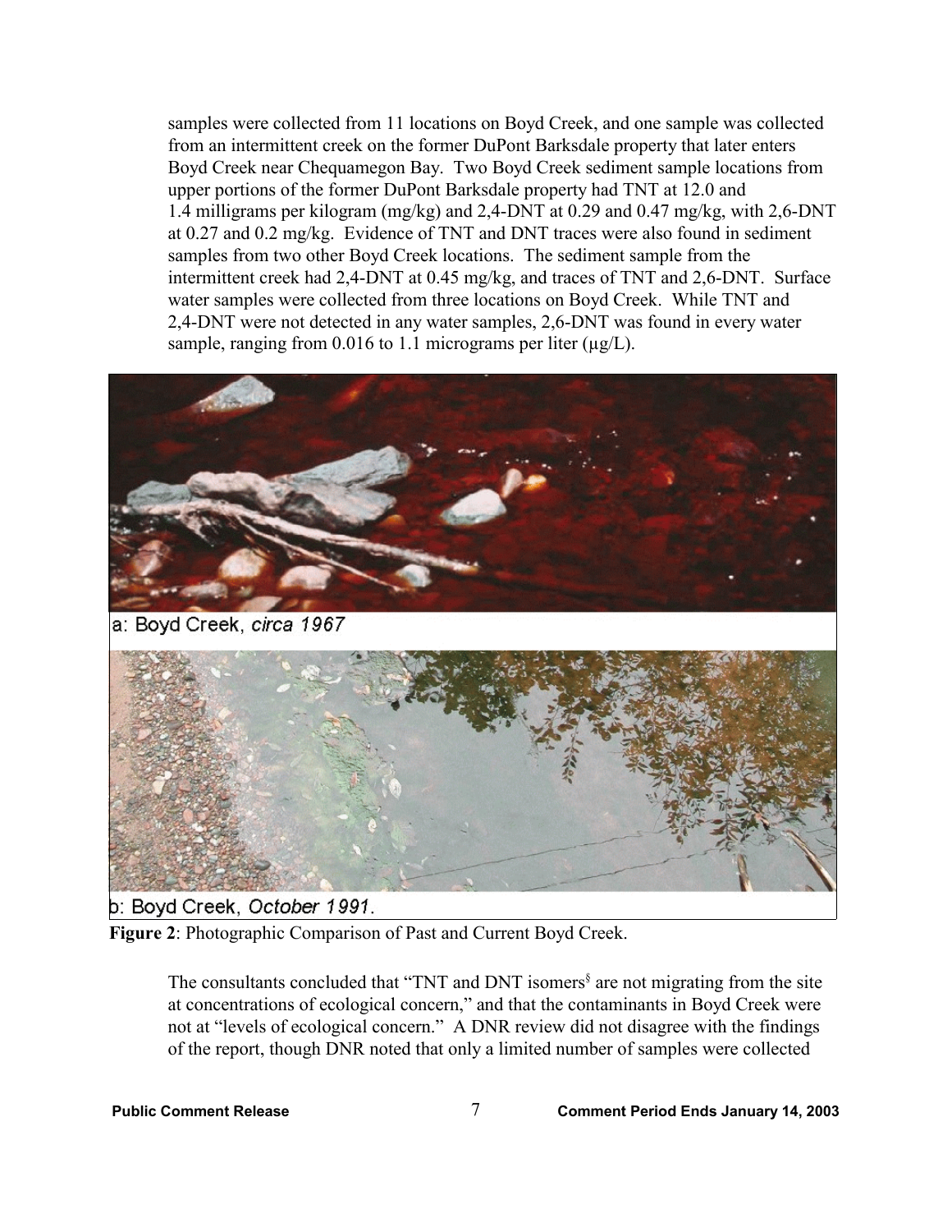samples were collected from 11 locations on Boyd Creek, and one sample was collected from an intermittent creek on the former DuPont Barksdale property that later enters Boyd Creek near Chequamegon Bay. Two Boyd Creek sediment sample locations from upper portions of the former DuPont Barksdale property had TNT at 12.0 and 1.4 milligrams per kilogram (mg/kg) and 2,4-DNT at 0.29 and 0.47 mg/kg, with 2,6-DNT at 0.27 and 0.2 mg/kg. Evidence of TNT and DNT traces were also found in sediment samples from two other Boyd Creek locations. The sediment sample from the intermittent creek had 2,4-DNT at 0.45 mg/kg, and traces of TNT and 2,6-DNT. Surface water samples were collected from three locations on Boyd Creek. While TNT and 2,4-DNT were not detected in any water samples, 2,6-DNT was found in every water sample, ranging from 0.016 to 1.1 micrograms per liter (µg/L).

a: Boyd Creek, *circa 1967*

b: Boyd Creek, *October 1991*.

**Figure 2**: Photographic Comparison of Past and Current Boyd Creek.

The consultants concluded that "TNT and DNT isomers[§] are not migrating from the site at concentrations of ecological concern," and that the contaminants in Boyd Creek were not at "levels of ecological concern." A DNR review did not disagree with the findings of the report, though DNR noted that only a limited number of samples were collected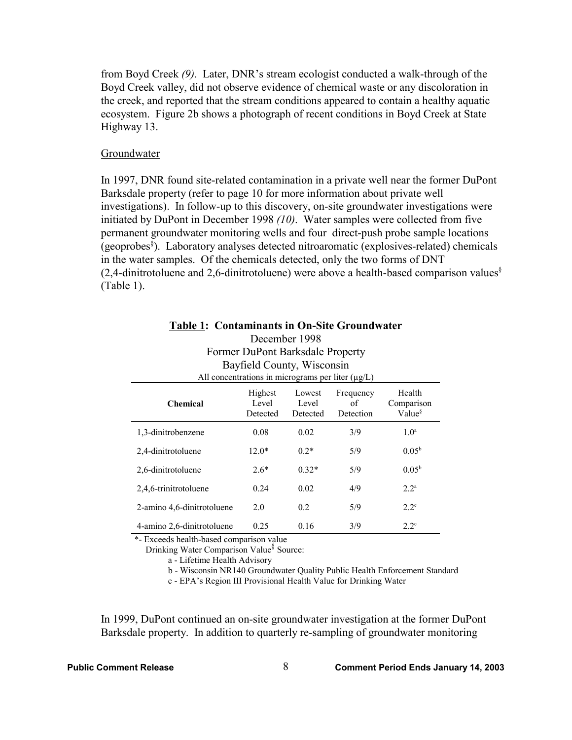from Boyd Creek *(9)*. Later, DNR's stream ecologist conducted a walk-through of the Boyd Creek valley, did not observe evidence of chemical waste or any discoloration in the creek, and reported that the stream conditions appeared to contain a healthy aquatic ecosystem. Figure 2b shows a photograph of recent conditions in Boyd Creek at State Highway 13.

Groundwater

In 1997, DNR found site-related contamination in a private well near the former DuPont Barksdale property (refer to page 10 for more information about private well investigations). In follow-up to this discovery, on-site groundwater investigations were initiated by DuPont in December 1998 *(10)*. Water samples were collected from five permanent groundwater monitoring wells and four direct-push probe sample locations (geoprobes[§]). Laboratory analyses detected nitroaromatic (explosives-related) chemicals in the water samples. Of the chemicals detected, only the two forms of DNT (2,4-dinitrotoluene and 2,6-dinitrotoluene) were above a health-based comparison values[§] (Table 1).

**Table 1: Contaminants in On-Site Groundwater**
December 1998
Former DuPont Barksdale Property
Bayfield County, Wisconsin
All concentrations in micrograms per liter (μg/L)

| Chemical | Highest Level Detected | Lowest Level Detected | Frequency of Detection | Health Comparison Value[§] |
|---|---|---|---|---|
| 1,3-dinitrobenzene | 0.08 | 0.02 | 3/9 | 1.0[a] |
| 2,4-dinitrotoluene | 12.0* | 0.2* | 5/9 | 0.05[b] |
| 2,6-dinitrotoluene | 2.6* | 0.32* | 5/9 | 0.05[b] |
| 2,4,6-trinitrotoluene | 0.24 | 0.02 | 4/9 | 2.2[a] |
| 2-amino 4,6-dinitrotoluene | 2.0 | 0.2 | 5/9 | 2.2[c] |
| 4-amino 2,6-dinitrotoluene | 0.25 | 0.16 | 3/9 | 2.2[c] |

*- Exceeds health-based comparison value
Drinking Water Comparison Value[§] Source:
a - Lifetime Health Advisory
b - Wisconsin NR140 Groundwater Quality Public Health Enforcement Standard
c - EPA's Region III Provisional Health Value for Drinking Water

In 1999, DuPont continued an on-site groundwater investigation at the former DuPont Barksdale property. In addition to quarterly re-sampling of groundwater monitoring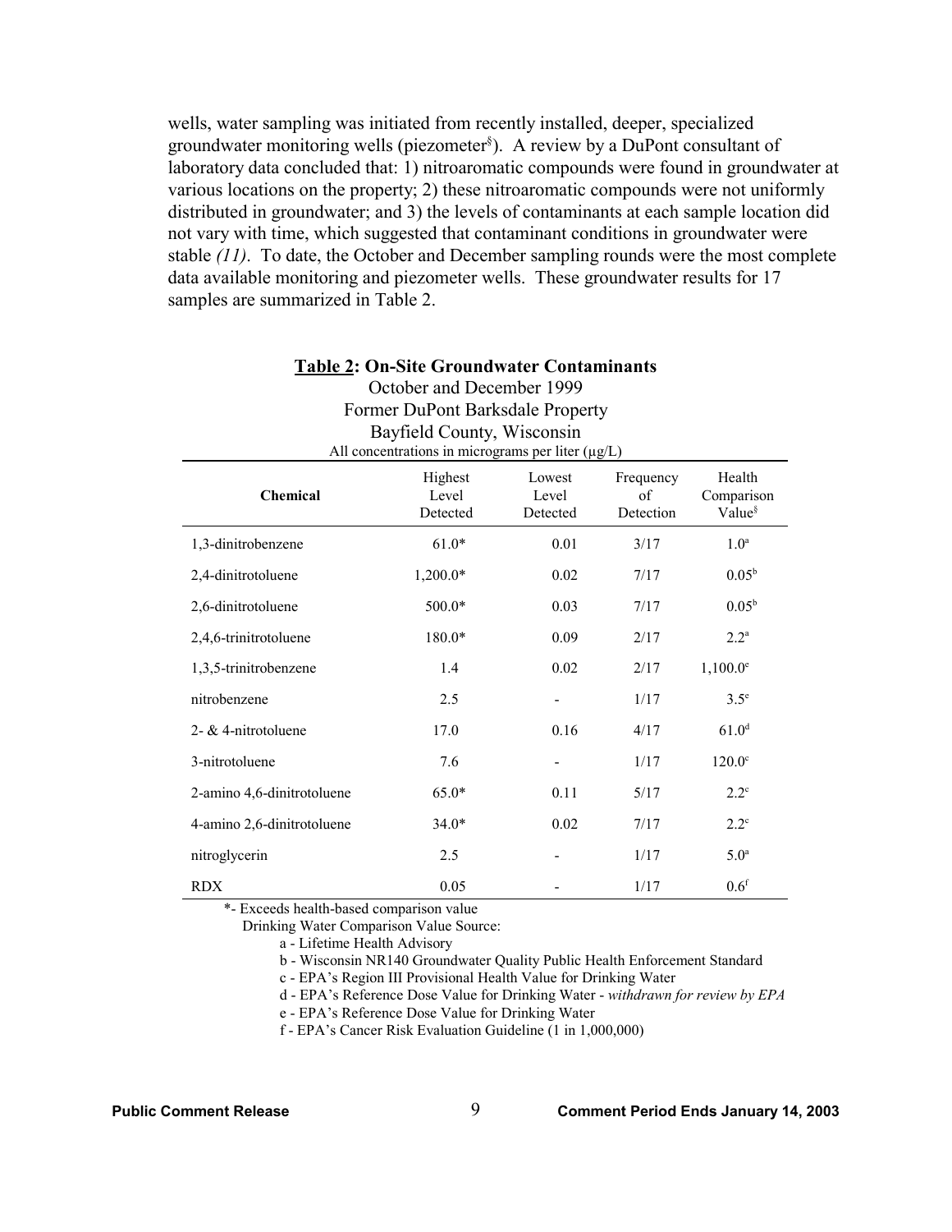wells, water sampling was initiated from recently installed, deeper, specialized groundwater monitoring wells (piezometer[§]). A review by a DuPont consultant of laboratory data concluded that: 1) nitroaromatic compounds were found in groundwater at various locations on the property; 2) these nitroaromatic compounds were not uniformly distributed in groundwater; and 3) the levels of contaminants at each sample location did not vary with time, which suggested that contaminant conditions in groundwater were stable *(11)*. To date, the October and December sampling rounds were the most complete data available monitoring and piezometer wells. These groundwater results for 17 samples are summarized in Table 2.

**<u>Table 2</u>: On-Site Groundwater Contaminants**
October and December 1999
Former DuPont Barksdale Property
Bayfield County, Wisconsin
All concentrations in micrograms per liter (µg/L)

| Chemical | Highest Level Detected | Lowest Level Detected | Frequency of Detection | Health Comparison Value[§] |
|---|---|---|---|---|
| 1,3-dinitrobenzene | 61.0* | 0.01 | 3/17 | 1.0[a] |
| 2,4-dinitrotoluene | 1,200.0* | 0.02 | 7/17 | 0.05[b] |
| 2,6-dinitrotoluene | 500.0* | 0.03 | 7/17 | 0.05[b] |
| 2,4,6-trinitrotoluene | 180.0* | 0.09 | 2/17 | 2.2[a] |
| 1,3,5-trinitrobenzene | 1.4 | 0.02 | 2/17 | 1,100.0[e] |
| nitrobenzene | 2.5 | - | 1/17 | 3.5[e] |
| 2- & 4-nitrotoluene | 17.0 | 0.16 | 4/17 | 61.0[d] |
| 3-nitrotoluene | 7.6 | - | 1/17 | 120.0[c] |
| 2-amino 4,6-dinitrotoluene | 65.0* | 0.11 | 5/17 | 2.2[c] |
| 4-amino 2,6-dinitrotoluene | 34.0* | 0.02 | 7/17 | 2.2[c] |
| nitroglycerin | 2.5 | - | 1/17 | 5.0[a] |
| RDX | 0.05 | - | 1/17 | 0.6[f] |

*- Exceeds health-based comparison value

Drinking Water Comparison Value Source:

a - Lifetime Health Advisory

b - Wisconsin NR140 Groundwater Quality Public Health Enforcement Standard

c - EPA's Region III Provisional Health Value for Drinking Water

d - EPA's Reference Dose Value for Drinking Water - *withdrawn for review by EPA*

e - EPA's Reference Dose Value for Drinking Water

f - EPA's Cancer Risk Evaluation Guideline (1 in 1,000,000)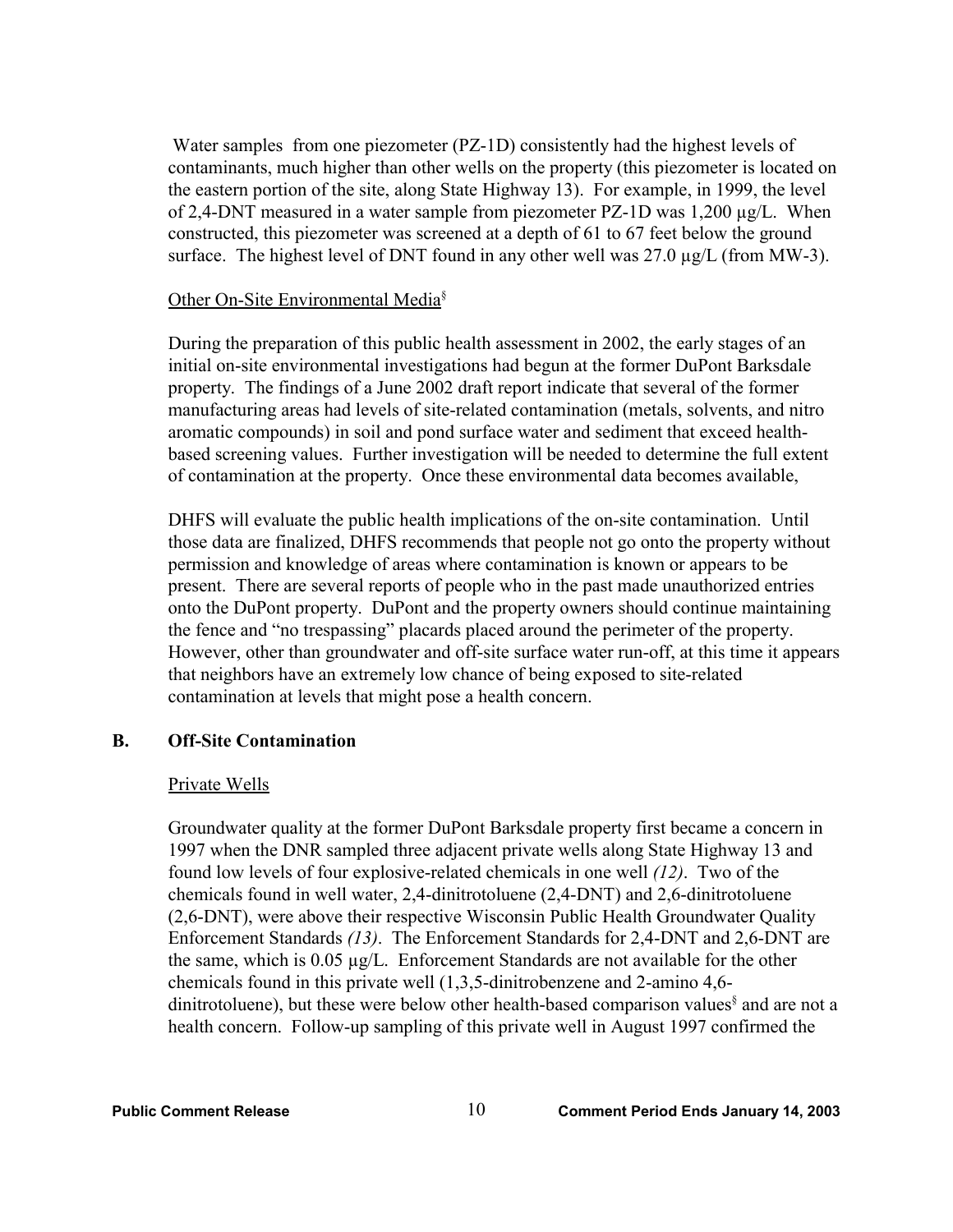Water samples from one piezometer (PZ-1D) consistently had the highest levels of contaminants, much higher than other wells on the property (this piezometer is located on the eastern portion of the site, along State Highway 13). For example, in 1999, the level of 2,4-DNT measured in a water sample from piezometer PZ-1D was 1,200 µg/L. When constructed, this piezometer was screened at a depth of 61 to 67 feet below the ground surface. The highest level of DNT found in any other well was 27.0 µg/L (from MW-3).

Other On-Site Environmental Media§

During the preparation of this public health assessment in 2002, the early stages of an initial on-site environmental investigations had begun at the former DuPont Barksdale property. The findings of a June 2002 draft report indicate that several of the former manufacturing areas had levels of site-related contamination (metals, solvents, and nitro aromatic compounds) in soil and pond surface water and sediment that exceed health-based screening values. Further investigation will be needed to determine the full extent of contamination at the property. Once these environmental data becomes available,

DHFS will evaluate the public health implications of the on-site contamination. Until those data are finalized, DHFS recommends that people not go onto the property without permission and knowledge of areas where contamination is known or appears to be present. There are several reports of people who in the past made unauthorized entries onto the DuPont property. DuPont and the property owners should continue maintaining the fence and "no trespassing" placards placed around the perimeter of the property. However, other than groundwater and off-site surface water run-off, at this time it appears that neighbors have an extremely low chance of being exposed to site-related contamination at levels that might pose a health concern.

## B. Off-Site Contamination

Private Wells

Groundwater quality at the former DuPont Barksdale property first became a concern in 1997 when the DNR sampled three adjacent private wells along State Highway 13 and found low levels of four explosive-related chemicals in one well *(12)*. Two of the chemicals found in well water, 2,4-dinitrotoluene (2,4-DNT) and 2,6-dinitrotoluene (2,6-DNT), were above their respective Wisconsin Public Health Groundwater Quality Enforcement Standards *(13)*. The Enforcement Standards for 2,4-DNT and 2,6-DNT are the same, which is 0.05 µg/L. Enforcement Standards are not available for the other chemicals found in this private well (1,3,5-dinitrobenzene and 2-amino 4,6-dinitrotoluene), but these were below other health-based comparison values§ and are not a health concern. Follow-up sampling of this private well in August 1997 confirmed the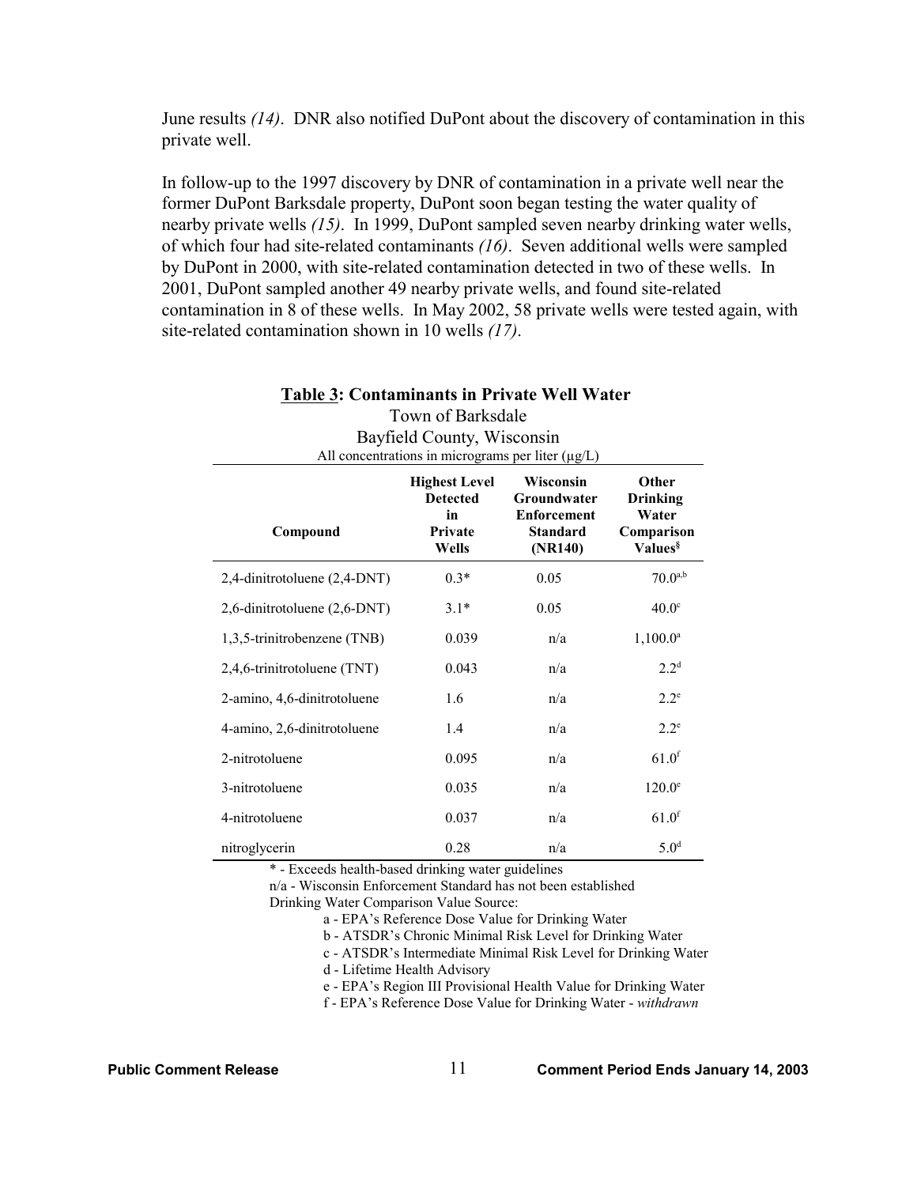June results *(14)*. DNR also notified DuPont about the discovery of contamination in this private well.

In follow-up to the 1997 discovery by DNR of contamination in a private well near the former DuPont Barksdale property, DuPont soon began testing the water quality of nearby private wells *(15)*. In 1999, DuPont sampled seven nearby drinking water wells, of which four had site-related contaminants *(16)*. Seven additional wells were sampled by DuPont in 2000, with site-related contamination detected in two of these wells. In 2001, DuPont sampled another 49 nearby private wells, and found site-related contamination in 8 of these wells. In May 2002, 58 private wells were tested again, with site-related contamination shown in 10 wells *(17)*.

**Table 3: Contaminants in Private Well Water**
Town of Barksdale
Bayfield County, Wisconsin
All concentrations in micrograms per liter (µg/L)

| Compound | Highest Level Detected in Private Wells | Wisconsin Groundwater Enforcement Standard (NR140) | Other Drinking Water Comparison Values[§] |
|---|---|---|---|
| 2,4-dinitrotoluene (2,4-DNT) | 0.3* | 0.05 | 70.0[a,b] |
| 2,6-dinitrotoluene (2,6-DNT) | 3.1* | 0.05 | 40.0[c] |
| 1,3,5-trinitrobenzene (TNB) | 0.039 | n/a | 1,100.0[a] |
| 2,4,6-trinitrotoluene (TNT) | 0.043 | n/a | 2.2[d] |
| 2-amino, 4,6-dinitrotoluene | 1.6 | n/a | 2.2[e] |
| 4-amino, 2,6-dinitrotoluene | 1.4 | n/a | 2.2[e] |
| 2-nitrotoluene | 0.095 | n/a | 61.0[f] |
| 3-nitrotoluene | 0.035 | n/a | 120.0[e] |
| 4-nitrotoluene | 0.037 | n/a | 61.0[f] |
| nitroglycerin | 0.28 | n/a | 5.0[d] |

\* - Exceeds health-based drinking water guidelines
n/a - Wisconsin Enforcement Standard has not been established
Drinking Water Comparison Value Source:
a - EPA's Reference Dose Value for Drinking Water
b - ATSDR's Chronic Minimal Risk Level for Drinking Water
c - ATSDR's Intermediate Minimal Risk Level for Drinking Water
d - Lifetime Health Advisory
e - EPA's Region III Provisional Health Value for Drinking Water
f - EPA's Reference Dose Value for Drinking Water - *withdrawn*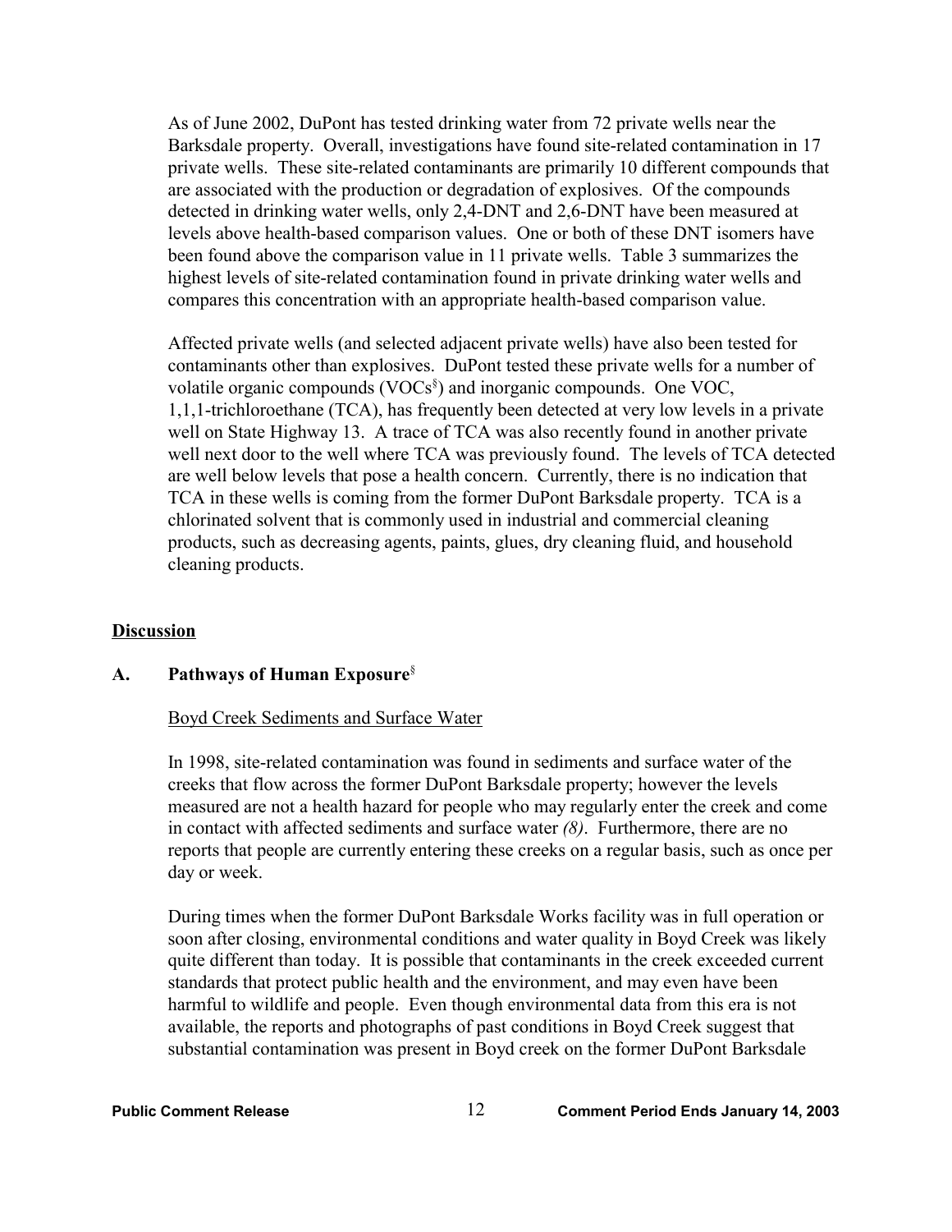As of June 2002, DuPont has tested drinking water from 72 private wells near the Barksdale property. Overall, investigations have found site-related contamination in 17 private wells. These site-related contaminants are primarily 10 different compounds that are associated with the production or degradation of explosives. Of the compounds detected in drinking water wells, only 2,4-DNT and 2,6-DNT have been measured at levels above health-based comparison values. One or both of these DNT isomers have been found above the comparison value in 11 private wells. Table 3 summarizes the highest levels of site-related contamination found in private drinking water wells and compares this concentration with an appropriate health-based comparison value.

Affected private wells (and selected adjacent private wells) have also been tested for contaminants other than explosives. DuPont tested these private wells for a number of volatile organic compounds (VOCs§) and inorganic compounds. One VOC, 1,1,1-trichloroethane (TCA), has frequently been detected at very low levels in a private well on State Highway 13. A trace of TCA was also recently found in another private well next door to the well where TCA was previously found. The levels of TCA detected are well below levels that pose a health concern. Currently, there is no indication that TCA in these wells is coming from the former DuPont Barksdale property. TCA is a chlorinated solvent that is commonly used in industrial and commercial cleaning products, such as decreasing agents, paints, glues, dry cleaning fluid, and household cleaning products.

## Discussion

### A. Pathways of Human Exposure§

Boyd Creek Sediments and Surface Water

In 1998, site-related contamination was found in sediments and surface water of the creeks that flow across the former DuPont Barksdale property; however the levels measured are not a health hazard for people who may regularly enter the creek and come in contact with affected sediments and surface water *(8)*. Furthermore, there are no reports that people are currently entering these creeks on a regular basis, such as once per day or week.

During times when the former DuPont Barksdale Works facility was in full operation or soon after closing, environmental conditions and water quality in Boyd Creek was likely quite different than today. It is possible that contaminants in the creek exceeded current standards that protect public health and the environment, and may even have been harmful to wildlife and people. Even though environmental data from this era is not available, the reports and photographs of past conditions in Boyd Creek suggest that substantial contamination was present in Boyd creek on the former DuPont Barksdale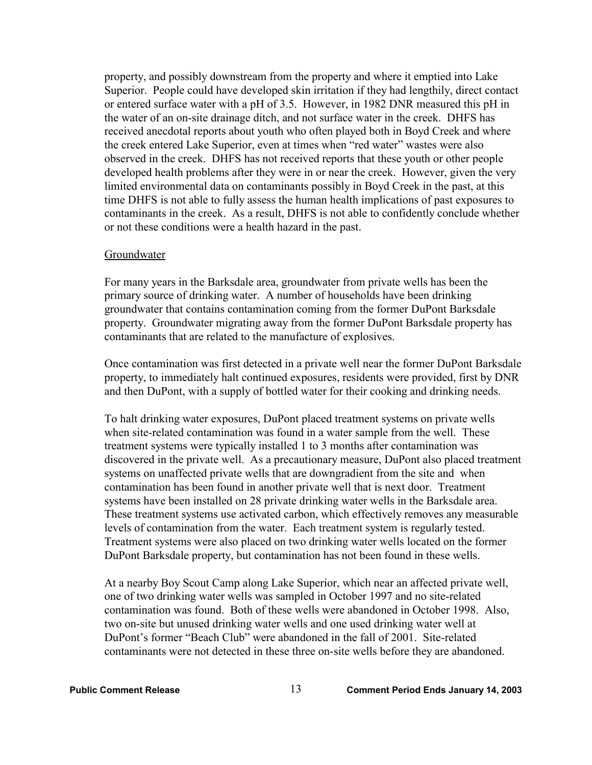property, and possibly downstream from the property and where it emptied into Lake Superior. People could have developed skin irritation if they had lengthily, direct contact or entered surface water with a pH of 3.5. However, in 1982 DNR measured this pH in the water of an on-site drainage ditch, and not surface water in the creek. DHFS has received anecdotal reports about youth who often played both in Boyd Creek and where the creek entered Lake Superior, even at times when "red water" wastes were also observed in the creek. DHFS has not received reports that these youth or other people developed health problems after they were in or near the creek. However, given the very limited environmental data on contaminants possibly in Boyd Creek in the past, at this time DHFS is not able to fully assess the human health implications of past exposures to contaminants in the creek. As a result, DHFS is not able to confidently conclude whether or not these conditions were a health hazard in the past.

Groundwater

For many years in the Barksdale area, groundwater from private wells has been the primary source of drinking water. A number of households have been drinking groundwater that contains contamination coming from the former DuPont Barksdale property. Groundwater migrating away from the former DuPont Barksdale property has contaminants that are related to the manufacture of explosives.

Once contamination was first detected in a private well near the former DuPont Barksdale property, to immediately halt continued exposures, residents were provided, first by DNR and then DuPont, with a supply of bottled water for their cooking and drinking needs.

To halt drinking water exposures, DuPont placed treatment systems on private wells when site-related contamination was found in a water sample from the well. These treatment systems were typically installed 1 to 3 months after contamination was discovered in the private well. As a precautionary measure, DuPont also placed treatment systems on unaffected private wells that are downgradient from the site and when contamination has been found in another private well that is next door. Treatment systems have been installed on 28 private drinking water wells in the Barksdale area. These treatment systems use activated carbon, which effectively removes any measurable levels of contamination from the water. Each treatment system is regularly tested. Treatment systems were also placed on two drinking water wells located on the former DuPont Barksdale property, but contamination has not been found in these wells.

At a nearby Boy Scout Camp along Lake Superior, which near an affected private well, one of two drinking water wells was sampled in October 1997 and no site-related contamination was found. Both of these wells were abandoned in October 1998. Also, two on-site but unused drinking water wells and one used drinking water well at DuPont's former "Beach Club" were abandoned in the fall of 2001. Site-related contaminants were not detected in these three on-site wells before they are abandoned.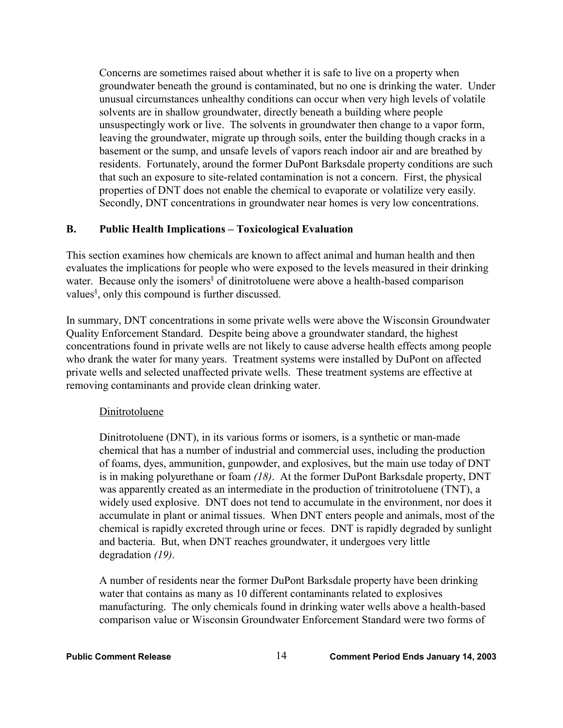Concerns are sometimes raised about whether it is safe to live on a property when groundwater beneath the ground is contaminated, but no one is drinking the water. Under unusual circumstances unhealthy conditions can occur when very high levels of volatile solvents are in shallow groundwater, directly beneath a building where people unsuspectingly work or live. The solvents in groundwater then change to a vapor form, leaving the groundwater, migrate up through soils, enter the building though cracks in a basement or the sump, and unsafe levels of vapors reach indoor air and are breathed by residents. Fortunately, around the former DuPont Barksdale property conditions are such that such an exposure to site-related contamination is not a concern. First, the physical properties of DNT does not enable the chemical to evaporate or volatilize very easily. Secondly, DNT concentrations in groundwater near homes is very low concentrations.

## B. Public Health Implications – Toxicological Evaluation

This section examines how chemicals are known to affect animal and human health and then evaluates the implications for people who were exposed to the levels measured in their drinking water. Because only the isomers[§] of dinitrotoluene were above a health-based comparison values[§], only this compound is further discussed.

In summary, DNT concentrations in some private wells were above the Wisconsin Groundwater Quality Enforcement Standard. Despite being above a groundwater standard, the highest concentrations found in private wells are not likely to cause adverse health effects among people who drank the water for many years. Treatment systems were installed by DuPont on affected private wells and selected unaffected private wells. These treatment systems are effective at removing contaminants and provide clean drinking water.

### Dinitrotoluene

Dinitrotoluene (DNT), in its various forms or isomers, is a synthetic or man-made chemical that has a number of industrial and commercial uses, including the production of foams, dyes, ammunition, gunpowder, and explosives, but the main use today of DNT is in making polyurethane or foam *(18)*. At the former DuPont Barksdale property, DNT was apparently created as an intermediate in the production of trinitrotoluene (TNT), a widely used explosive. DNT does not tend to accumulate in the environment, nor does it accumulate in plant or animal tissues. When DNT enters people and animals, most of the chemical is rapidly excreted through urine or feces. DNT is rapidly degraded by sunlight and bacteria. But, when DNT reaches groundwater, it undergoes very little degradation *(19)*.

A number of residents near the former DuPont Barksdale property have been drinking water that contains as many as 10 different contaminants related to explosives manufacturing. The only chemicals found in drinking water wells above a health-based comparison value or Wisconsin Groundwater Enforcement Standard were two forms of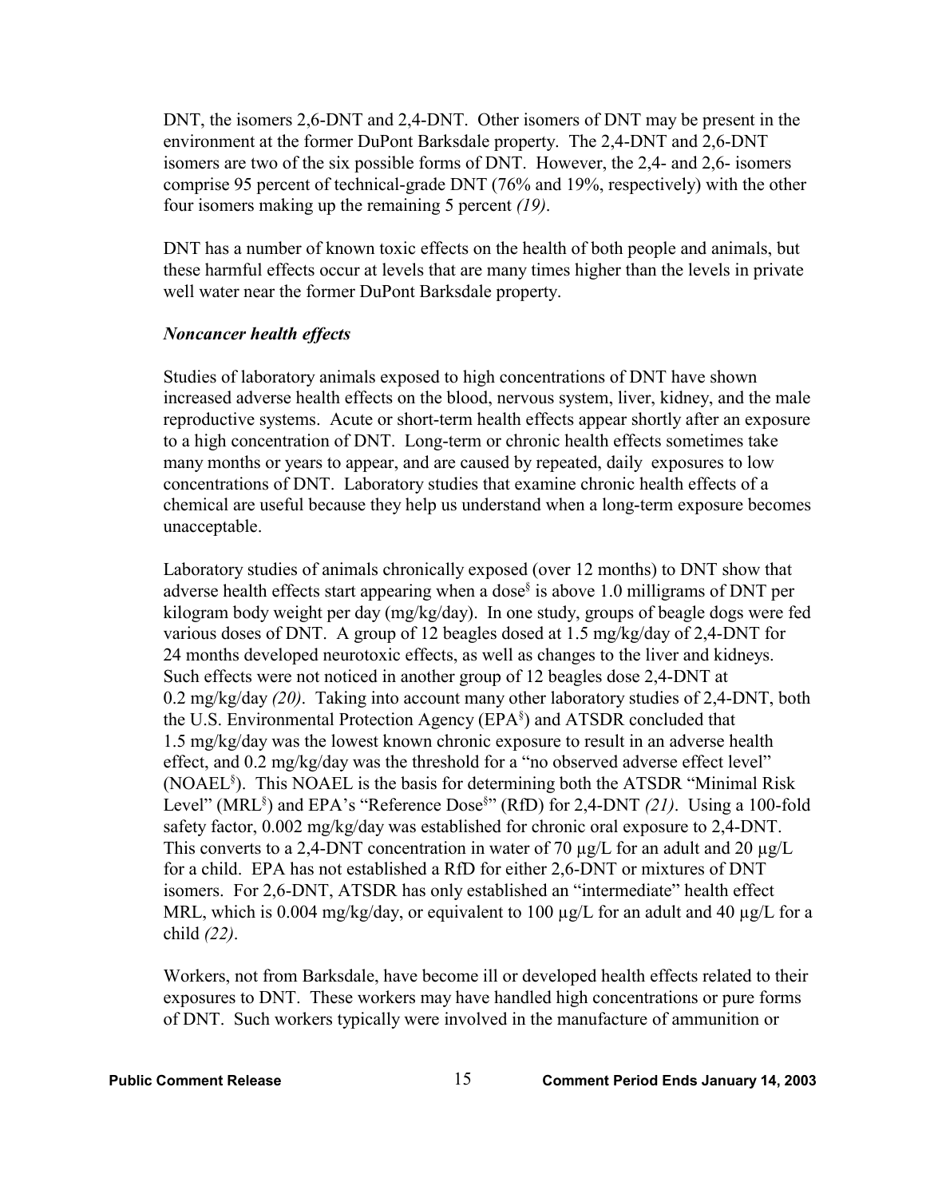DNT, the isomers 2,6-DNT and 2,4-DNT. Other isomers of DNT may be present in the environment at the former DuPont Barksdale property. The 2,4-DNT and 2,6-DNT isomers are two of the six possible forms of DNT. However, the 2,4- and 2,6- isomers comprise 95 percent of technical-grade DNT (76% and 19%, respectively) with the other four isomers making up the remaining 5 percent *(19)*.

DNT has a number of known toxic effects on the health of both people and animals, but these harmful effects occur at levels that are many times higher than the levels in private well water near the former DuPont Barksdale property.

### *Noncancer health effects*

Studies of laboratory animals exposed to high concentrations of DNT have shown increased adverse health effects on the blood, nervous system, liver, kidney, and the male reproductive systems. Acute or short-term health effects appear shortly after an exposure to a high concentration of DNT. Long-term or chronic health effects sometimes take many months or years to appear, and are caused by repeated, daily exposures to low concentrations of DNT. Laboratory studies that examine chronic health effects of a chemical are useful because they help us understand when a long-term exposure becomes unacceptable.

Laboratory studies of animals chronically exposed (over 12 months) to DNT show that adverse health effects start appearing when a dose[§] is above 1.0 milligrams of DNT per kilogram body weight per day (mg/kg/day). In one study, groups of beagle dogs were fed various doses of DNT. A group of 12 beagles dosed at 1.5 mg/kg/day of 2,4-DNT for 24 months developed neurotoxic effects, as well as changes to the liver and kidneys. Such effects were not noticed in another group of 12 beagles dose 2,4-DNT at 0.2 mg/kg/day *(20)*. Taking into account many other laboratory studies of 2,4-DNT, both the U.S. Environmental Protection Agency (EPA[§]) and ATSDR concluded that 1.5 mg/kg/day was the lowest known chronic exposure to result in an adverse health effect, and 0.2 mg/kg/day was the threshold for a "no observed adverse effect level" (NOAEL[§]). This NOAEL is the basis for determining both the ATSDR "Minimal Risk Level" (MRL[§]) and EPA's "Reference Dose[§]" (RfD) for 2,4-DNT *(21)*. Using a 100-fold safety factor, 0.002 mg/kg/day was established for chronic oral exposure to 2,4-DNT. This converts to a 2,4-DNT concentration in water of 70 µg/L for an adult and 20 µg/L for a child. EPA has not established a RfD for either 2,6-DNT or mixtures of DNT isomers. For 2,6-DNT, ATSDR has only established an "intermediate" health effect MRL, which is 0.004 mg/kg/day, or equivalent to 100 µg/L for an adult and 40 µg/L for a child *(22)*.

Workers, not from Barksdale, have become ill or developed health effects related to their exposures to DNT. These workers may have handled high concentrations or pure forms of DNT. Such workers typically were involved in the manufacture of ammunition or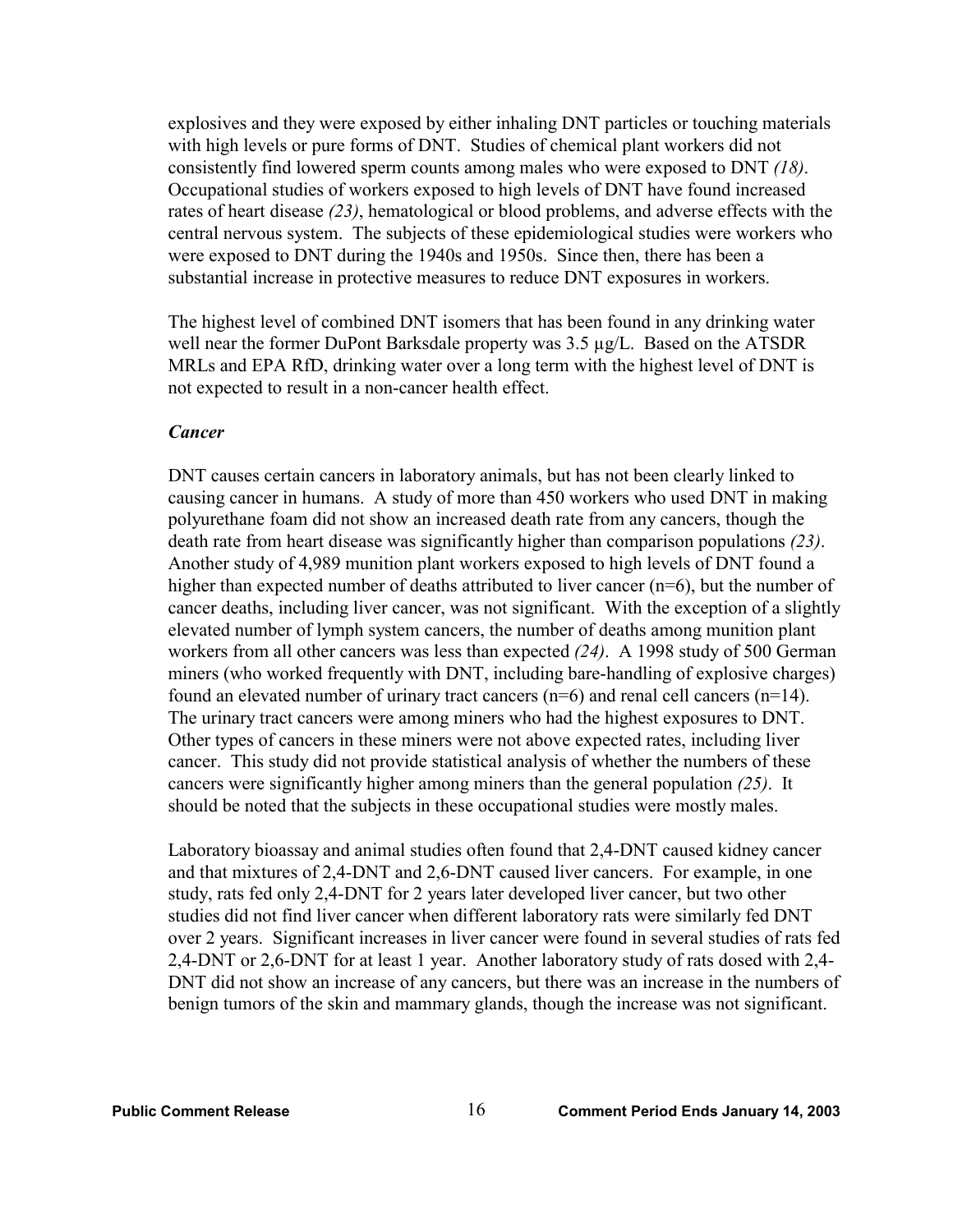explosives and they were exposed by either inhaling DNT particles or touching materials with high levels or pure forms of DNT. Studies of chemical plant workers did not consistently find lowered sperm counts among males who were exposed to DNT *(18)*. Occupational studies of workers exposed to high levels of DNT have found increased rates of heart disease *(23)*, hematological or blood problems, and adverse effects with the central nervous system. The subjects of these epidemiological studies were workers who were exposed to DNT during the 1940s and 1950s. Since then, there has been a substantial increase in protective measures to reduce DNT exposures in workers.

The highest level of combined DNT isomers that has been found in any drinking water well near the former DuPont Barksdale property was 3.5 µg/L. Based on the ATSDR MRLs and EPA RfD, drinking water over a long term with the highest level of DNT is not expected to result in a non-cancer health effect.

***Cancer***

DNT causes certain cancers in laboratory animals, but has not been clearly linked to causing cancer in humans. A study of more than 450 workers who used DNT in making polyurethane foam did not show an increased death rate from any cancers, though the death rate from heart disease was significantly higher than comparison populations *(23)*. Another study of 4,989 munition plant workers exposed to high levels of DNT found a higher than expected number of deaths attributed to liver cancer (n=6), but the number of cancer deaths, including liver cancer, was not significant. With the exception of a slightly elevated number of lymph system cancers, the number of deaths among munition plant workers from all other cancers was less than expected *(24)*. A 1998 study of 500 German miners (who worked frequently with DNT, including bare-handling of explosive charges) found an elevated number of urinary tract cancers (n=6) and renal cell cancers (n=14). The urinary tract cancers were among miners who had the highest exposures to DNT. Other types of cancers in these miners were not above expected rates, including liver cancer. This study did not provide statistical analysis of whether the numbers of these cancers were significantly higher among miners than the general population *(25)*. It should be noted that the subjects in these occupational studies were mostly males.

Laboratory bioassay and animal studies often found that 2,4-DNT caused kidney cancer and that mixtures of 2,4-DNT and 2,6-DNT caused liver cancers. For example, in one study, rats fed only 2,4-DNT for 2 years later developed liver cancer, but two other studies did not find liver cancer when different laboratory rats were similarly fed DNT over 2 years. Significant increases in liver cancer were found in several studies of rats fed 2,4-DNT or 2,6-DNT for at least 1 year. Another laboratory study of rats dosed with 2,4-DNT did not show an increase of any cancers, but there was an increase in the numbers of benign tumors of the skin and mammary glands, though the increase was not significant.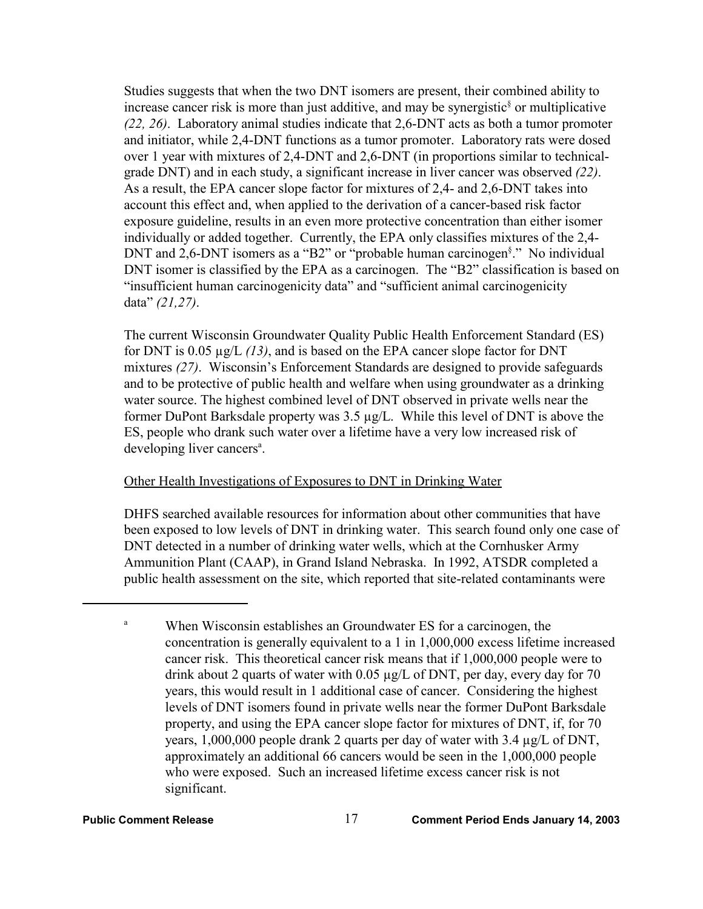Studies suggests that when the two DNT isomers are present, their combined ability to increase cancer risk is more than just additive, and may be synergistic[§] or multiplicative *(22, 26)*. Laboratory animal studies indicate that 2,6-DNT acts as both a tumor promoter and initiator, while 2,4-DNT functions as a tumor promoter. Laboratory rats were dosed over 1 year with mixtures of 2,4-DNT and 2,6-DNT (in proportions similar to technical-grade DNT) and in each study, a significant increase in liver cancer was observed *(22)*. As a result, the EPA cancer slope factor for mixtures of 2,4- and 2,6-DNT takes into account this effect and, when applied to the derivation of a cancer-based risk factor exposure guideline, results in an even more protective concentration than either isomer individually or added together. Currently, the EPA only classifies mixtures of the 2,4-DNT and 2,6-DNT isomers as a "B2" or "probable human carcinogen[§]." No individual DNT isomer is classified by the EPA as a carcinogen. The "B2" classification is based on "insufficient human carcinogenicity data" and "sufficient animal carcinogenicity data" *(21,27)*.

The current Wisconsin Groundwater Quality Public Health Enforcement Standard (ES) for DNT is 0.05 µg/L *(13)*, and is based on the EPA cancer slope factor for DNT mixtures *(27)*. Wisconsin's Enforcement Standards are designed to provide safeguards and to be protective of public health and welfare when using groundwater as a drinking water source. The highest combined level of DNT observed in private wells near the former DuPont Barksdale property was 3.5 µg/L. While this level of DNT is above the ES, people who drank such water over a lifetime have a very low increased risk of developing liver cancers[a].

Other Health Investigations of Exposures to DNT in Drinking Water

DHFS searched available resources for information about other communities that have been exposed to low levels of DNT in drinking water. This search found only one case of DNT detected in a number of drinking water wells, which at the Cornhusker Army Ammunition Plant (CAAP), in Grand Island Nebraska. In 1992, ATSDR completed a public health assessment on the site, which reported that site-related contaminants were

---

[a] When Wisconsin establishes an Groundwater ES for a carcinogen, the concentration is generally equivalent to a 1 in 1,000,000 excess lifetime increased cancer risk. This theoretical cancer risk means that if 1,000,000 people were to drink about 2 quarts of water with 0.05 µg/L of DNT, per day, every day for 70 years, this would result in 1 additional case of cancer. Considering the highest levels of DNT isomers found in private wells near the former DuPont Barksdale property, and using the EPA cancer slope factor for mixtures of DNT, if, for 70 years, 1,000,000 people drank 2 quarts per day of water with 3.4 µg/L of DNT, approximately an additional 66 cancers would be seen in the 1,000,000 people who were exposed. Such an increased lifetime excess cancer risk is not significant.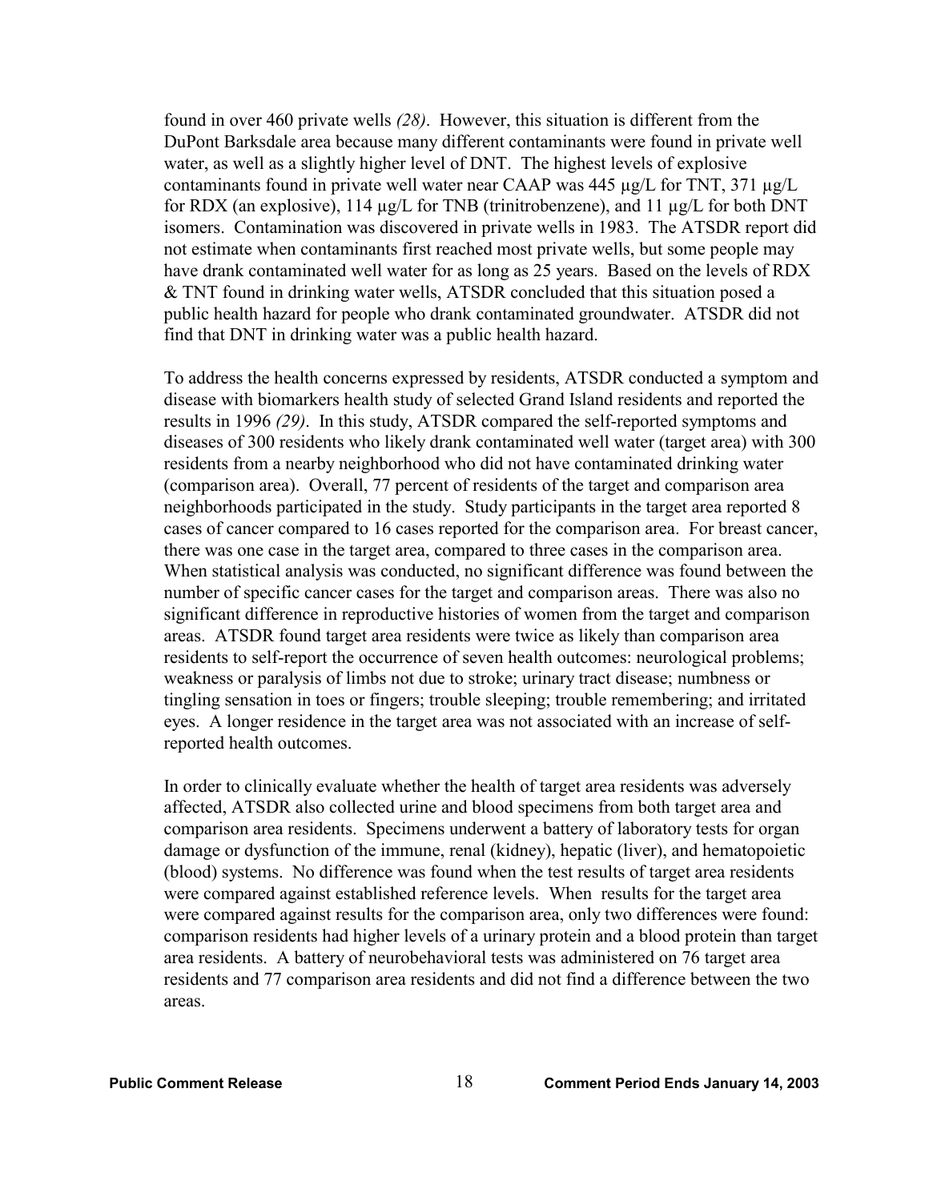found in over 460 private wells *(28)*. However, this situation is different from the DuPont Barksdale area because many different contaminants were found in private well water, as well as a slightly higher level of DNT. The highest levels of explosive contaminants found in private well water near CAAP was 445 µg/L for TNT, 371 µg/L for RDX (an explosive), 114 µg/L for TNB (trinitrobenzene), and 11 µg/L for both DNT isomers. Contamination was discovered in private wells in 1983. The ATSDR report did not estimate when contaminants first reached most private wells, but some people may have drank contaminated well water for as long as 25 years. Based on the levels of RDX & TNT found in drinking water wells, ATSDR concluded that this situation posed a public health hazard for people who drank contaminated groundwater. ATSDR did not find that DNT in drinking water was a public health hazard.

To address the health concerns expressed by residents, ATSDR conducted a symptom and disease with biomarkers health study of selected Grand Island residents and reported the results in 1996 *(29)*. In this study, ATSDR compared the self-reported symptoms and diseases of 300 residents who likely drank contaminated well water (target area) with 300 residents from a nearby neighborhood who did not have contaminated drinking water (comparison area). Overall, 77 percent of residents of the target and comparison area neighborhoods participated in the study. Study participants in the target area reported 8 cases of cancer compared to 16 cases reported for the comparison area. For breast cancer, there was one case in the target area, compared to three cases in the comparison area. When statistical analysis was conducted, no significant difference was found between the number of specific cancer cases for the target and comparison areas. There was also no significant difference in reproductive histories of women from the target and comparison areas. ATSDR found target area residents were twice as likely than comparison area residents to self-report the occurrence of seven health outcomes: neurological problems; weakness or paralysis of limbs not due to stroke; urinary tract disease; numbness or tingling sensation in toes or fingers; trouble sleeping; trouble remembering; and irritated eyes. A longer residence in the target area was not associated with an increase of self-reported health outcomes.

In order to clinically evaluate whether the health of target area residents was adversely affected, ATSDR also collected urine and blood specimens from both target area and comparison area residents. Specimens underwent a battery of laboratory tests for organ damage or dysfunction of the immune, renal (kidney), hepatic (liver), and hematopoietic (blood) systems. No difference was found when the test results of target area residents were compared against established reference levels. When results for the target area were compared against results for the comparison area, only two differences were found: comparison residents had higher levels of a urinary protein and a blood protein than target area residents. A battery of neurobehavioral tests was administered on 76 target area residents and 77 comparison area residents and did not find a difference between the two areas.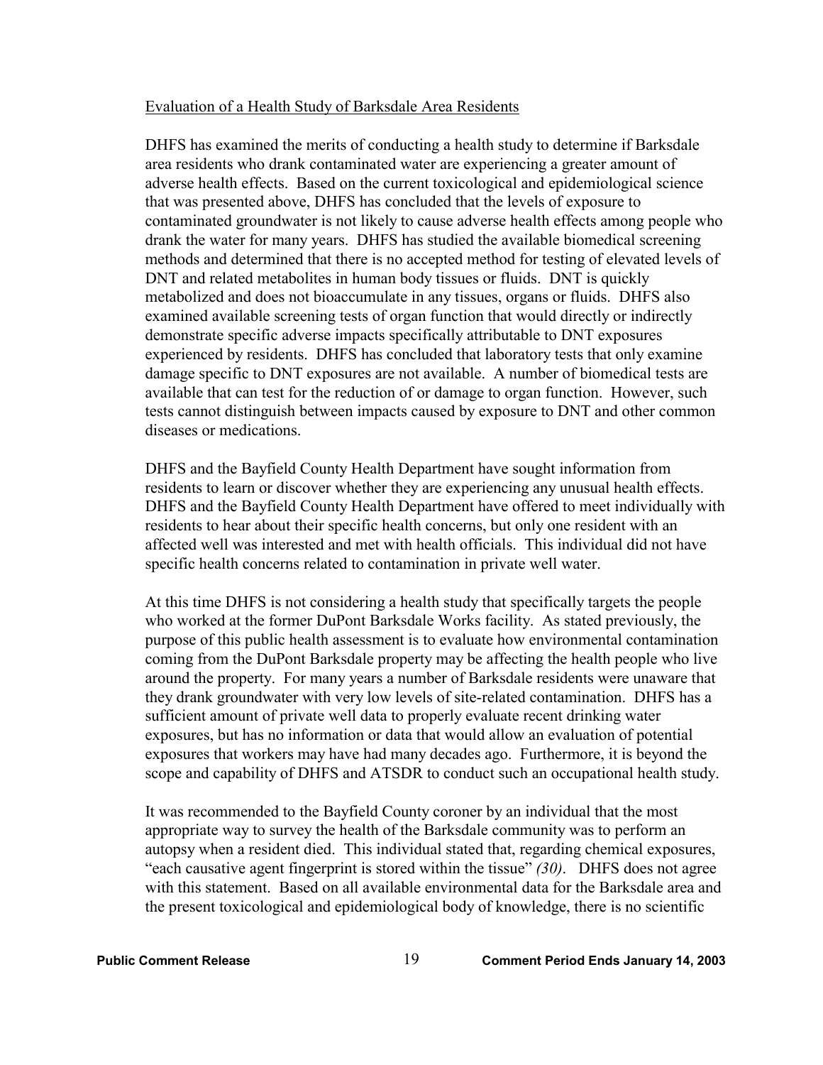Evaluation of a Health Study of Barksdale Area Residents

DHFS has examined the merits of conducting a health study to determine if Barksdale area residents who drank contaminated water are experiencing a greater amount of adverse health effects. Based on the current toxicological and epidemiological science that was presented above, DHFS has concluded that the levels of exposure to contaminated groundwater is not likely to cause adverse health effects among people who drank the water for many years. DHFS has studied the available biomedical screening methods and determined that there is no accepted method for testing of elevated levels of DNT and related metabolites in human body tissues or fluids. DNT is quickly metabolized and does not bioaccumulate in any tissues, organs or fluids. DHFS also examined available screening tests of organ function that would directly or indirectly demonstrate specific adverse impacts specifically attributable to DNT exposures experienced by residents. DHFS has concluded that laboratory tests that only examine damage specific to DNT exposures are not available. A number of biomedical tests are available that can test for the reduction of or damage to organ function. However, such tests cannot distinguish between impacts caused by exposure to DNT and other common diseases or medications.

DHFS and the Bayfield County Health Department have sought information from residents to learn or discover whether they are experiencing any unusual health effects. DHFS and the Bayfield County Health Department have offered to meet individually with residents to hear about their specific health concerns, but only one resident with an affected well was interested and met with health officials. This individual did not have specific health concerns related to contamination in private well water.

At this time DHFS is not considering a health study that specifically targets the people who worked at the former DuPont Barksdale Works facility. As stated previously, the purpose of this public health assessment is to evaluate how environmental contamination coming from the DuPont Barksdale property may be affecting the health people who live around the property. For many years a number of Barksdale residents were unaware that they drank groundwater with very low levels of site-related contamination. DHFS has a sufficient amount of private well data to properly evaluate recent drinking water exposures, but has no information or data that would allow an evaluation of potential exposures that workers may have had many decades ago. Furthermore, it is beyond the scope and capability of DHFS and ATSDR to conduct such an occupational health study.

It was recommended to the Bayfield County coroner by an individual that the most appropriate way to survey the health of the Barksdale community was to perform an autopsy when a resident died. This individual stated that, regarding chemical exposures, "each causative agent fingerprint is stored within the tissue" *(30)*. DHFS does not agree with this statement. Based on all available environmental data for the Barksdale area and the present toxicological and epidemiological body of knowledge, there is no scientific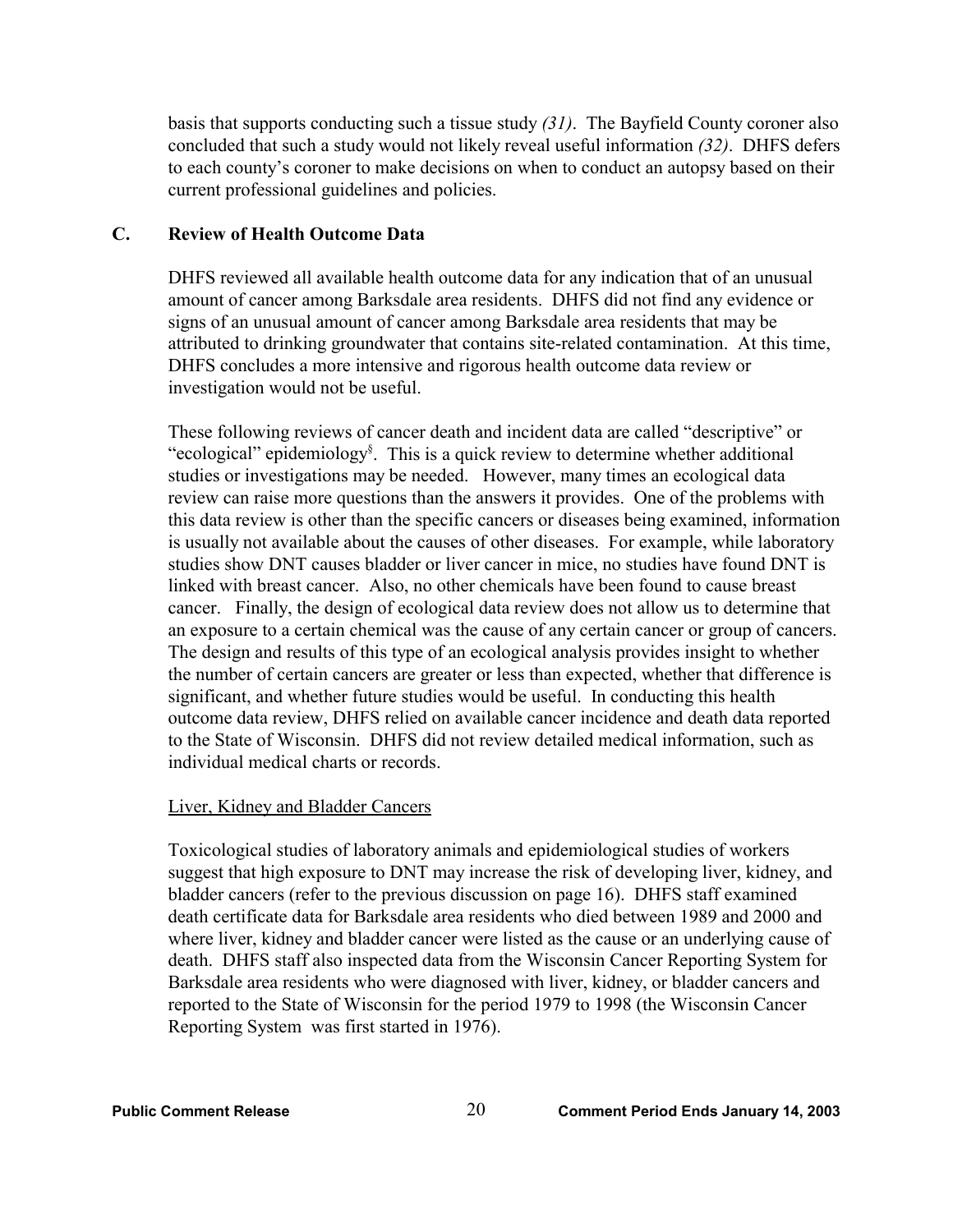basis that supports conducting such a tissue study *(31)*. The Bayfield County coroner also concluded that such a study would not likely reveal useful information *(32)*. DHFS defers to each county's coroner to make decisions on when to conduct an autopsy based on their current professional guidelines and policies.

## C. Review of Health Outcome Data

DHFS reviewed all available health outcome data for any indication that of an unusual amount of cancer among Barksdale area residents. DHFS did not find any evidence or signs of an unusual amount of cancer among Barksdale area residents that may be attributed to drinking groundwater that contains site-related contamination. At this time, DHFS concludes a more intensive and rigorous health outcome data review or investigation would not be useful.

These following reviews of cancer death and incident data are called "descriptive" or "ecological" epidemiology[§]. This is a quick review to determine whether additional studies or investigations may be needed. However, many times an ecological data review can raise more questions than the answers it provides. One of the problems with this data review is other than the specific cancers or diseases being examined, information is usually not available about the causes of other diseases. For example, while laboratory studies show DNT causes bladder or liver cancer in mice, no studies have found DNT is linked with breast cancer. Also, no other chemicals have been found to cause breast cancer. Finally, the design of ecological data review does not allow us to determine that an exposure to a certain chemical was the cause of any certain cancer or group of cancers. The design and results of this type of an ecological analysis provides insight to whether the number of certain cancers are greater or less than expected, whether that difference is significant, and whether future studies would be useful. In conducting this health outcome data review, DHFS relied on available cancer incidence and death data reported to the State of Wisconsin. DHFS did not review detailed medical information, such as individual medical charts or records.

### Liver, Kidney and Bladder Cancers

Toxicological studies of laboratory animals and epidemiological studies of workers suggest that high exposure to DNT may increase the risk of developing liver, kidney, and bladder cancers (refer to the previous discussion on page 16). DHFS staff examined death certificate data for Barksdale area residents who died between 1989 and 2000 and where liver, kidney and bladder cancer were listed as the cause or an underlying cause of death. DHFS staff also inspected data from the Wisconsin Cancer Reporting System for Barksdale area residents who were diagnosed with liver, kidney, or bladder cancers and reported to the State of Wisconsin for the period 1979 to 1998 (the Wisconsin Cancer Reporting System was first started in 1976).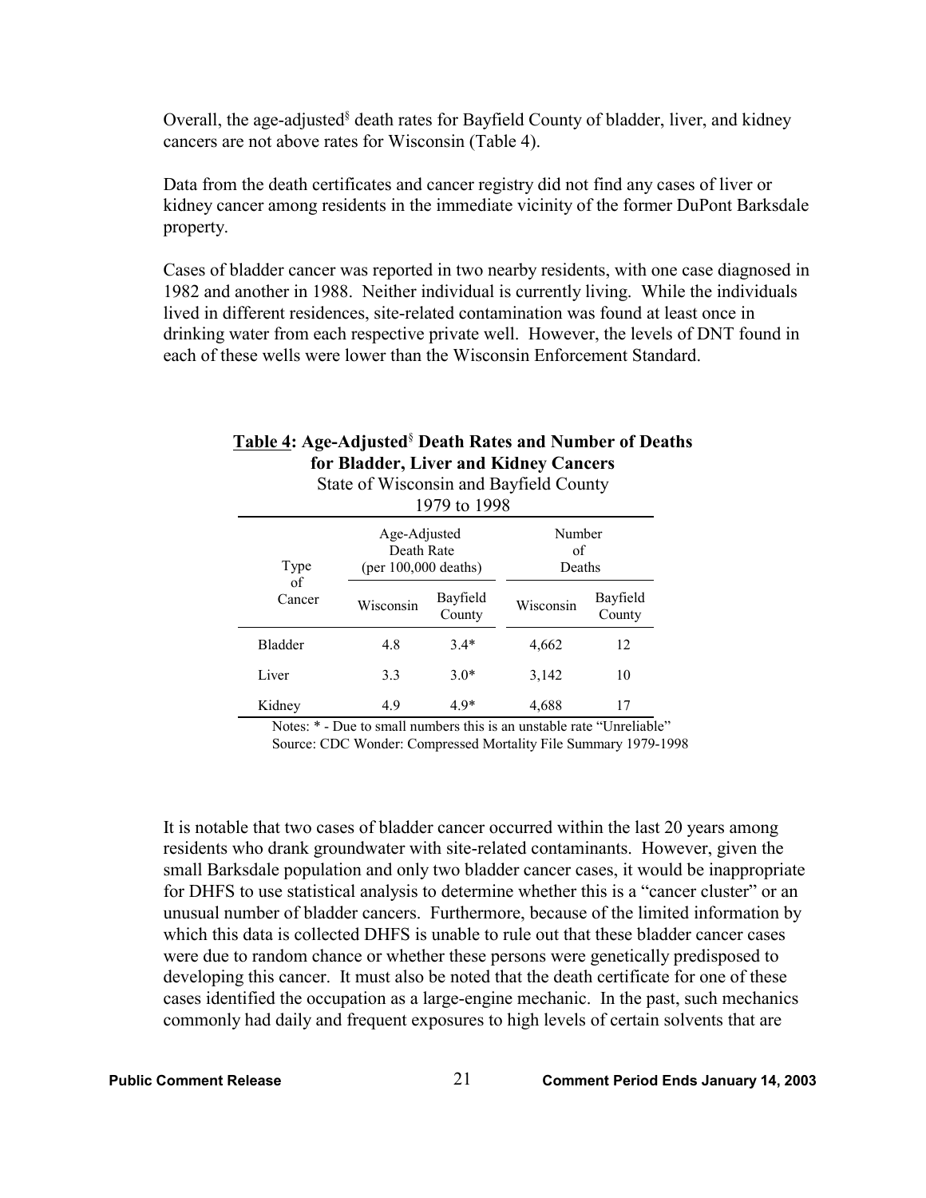Overall, the age-adjusted§ death rates for Bayfield County of bladder, liver, and kidney cancers are not above rates for Wisconsin (Table 4).

Data from the death certificates and cancer registry did not find any cases of liver or kidney cancer among residents in the immediate vicinity of the former DuPont Barksdale property.

Cases of bladder cancer was reported in two nearby residents, with one case diagnosed in 1982 and another in 1988. Neither individual is currently living. While the individuals lived in different residences, site-related contamination was found at least once in drinking water from each respective private well. However, the levels of DNT found in each of these wells were lower than the Wisconsin Enforcement Standard.

**Table 4: Age-Adjusted§ Death Rates and Number of Deaths for Bladder, Liver and Kidney Cancers**

State of Wisconsin and Bayfield County

1979 to 1998

| Type of Cancer | Age-Adjusted Death Rate (per 100,000 deaths) | | Number of Deaths | |
|---|---|---|---|---|
| | Wisconsin | Bayfield County | Wisconsin | Bayfield County |
| Bladder | 4.8 | 3.4* | 4,662 | 12 |
| Liver | 3.3 | 3.0* | 3,142 | 10 |
| Kidney | 4.9 | 4.9* | 4,688 | 17 |

Notes: * - Due to small numbers this is an unstable rate "Unreliable"
Source: CDC Wonder: Compressed Mortality File Summary 1979-1998

It is notable that two cases of bladder cancer occurred within the last 20 years among residents who drank groundwater with site-related contaminants. However, given the small Barksdale population and only two bladder cancer cases, it would be inappropriate for DHFS to use statistical analysis to determine whether this is a "cancer cluster" or an unusual number of bladder cancers. Furthermore, because of the limited information by which this data is collected DHFS is unable to rule out that these bladder cancer cases were due to random chance or whether these persons were genetically predisposed to developing this cancer. It must also be noted that the death certificate for one of these cases identified the occupation as a large-engine mechanic. In the past, such mechanics commonly had daily and frequent exposures to high levels of certain solvents that are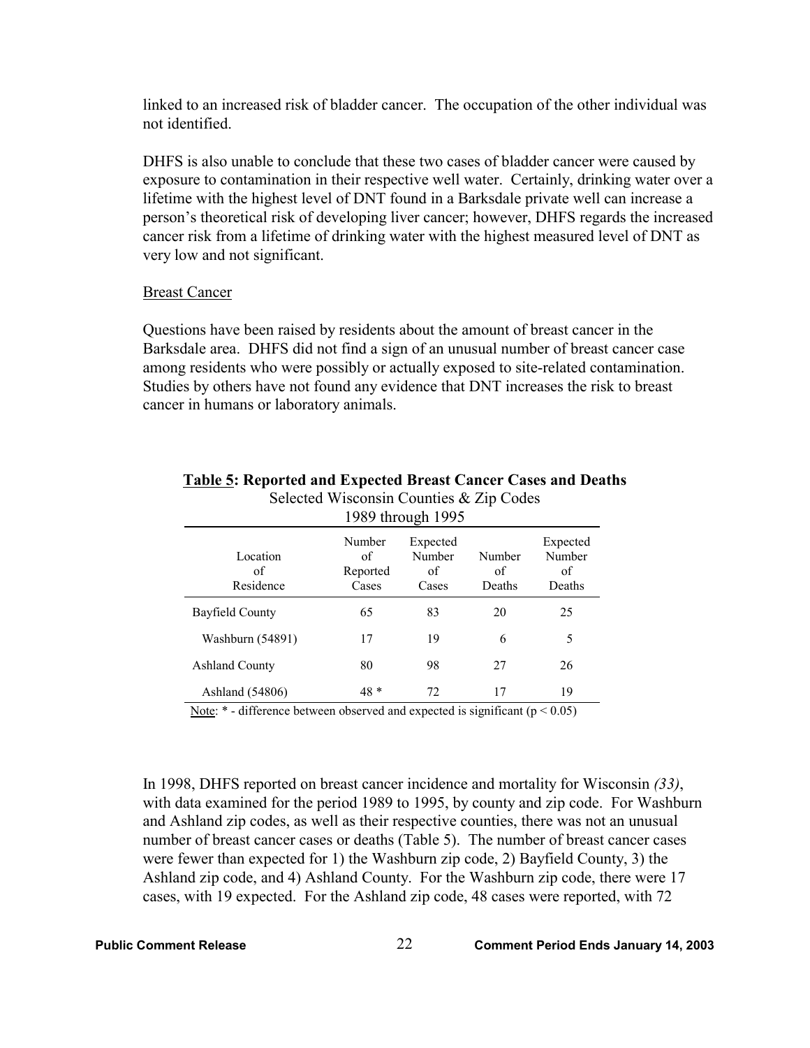linked to an increased risk of bladder cancer. The occupation of the other individual was not identified.

DHFS is also unable to conclude that these two cases of bladder cancer were caused by exposure to contamination in their respective well water. Certainly, drinking water over a lifetime with the highest level of DNT found in a Barksdale private well can increase a person's theoretical risk of developing liver cancer; however, DHFS regards the increased cancer risk from a lifetime of drinking water with the highest measured level of DNT as very low and not significant.

Breast Cancer

Questions have been raised by residents about the amount of breast cancer in the Barksdale area. DHFS did not find a sign of an unusual number of breast cancer case among residents who were possibly or actually exposed to site-related contamination. Studies by others have not found any evidence that DNT increases the risk to breast cancer in humans or laboratory animals.

**Table 5: Reported and Expected Breast Cancer Cases and Deaths**
Selected Wisconsin Counties & Zip Codes
1989 through 1995

| Location of Residence | Number of Reported Cases | Expected Number of Cases | Number of Deaths | Expected Number of Deaths |
|---|---|---|---|---|
| Bayfield County | 65 | 83 | 20 | 25 |
| Washburn (54891) | 17 | 19 | 6 | 5 |
| Ashland County | 80 | 98 | 27 | 26 |
| Ashland (54806) | 48 * | 72 | 17 | 19 |

Note: * - difference between observed and expected is significant ($p < 0.05$)

In 1998, DHFS reported on breast cancer incidence and mortality for Wisconsin *(33)*, with data examined for the period 1989 to 1995, by county and zip code. For Washburn and Ashland zip codes, as well as their respective counties, there was not an unusual number of breast cancer cases or deaths (Table 5). The number of breast cancer cases were fewer than expected for 1) the Washburn zip code, 2) Bayfield County, 3) the Ashland zip code, and 4) Ashland County. For the Washburn zip code, there were 17 cases, with 19 expected. For the Ashland zip code, 48 cases were reported, with 72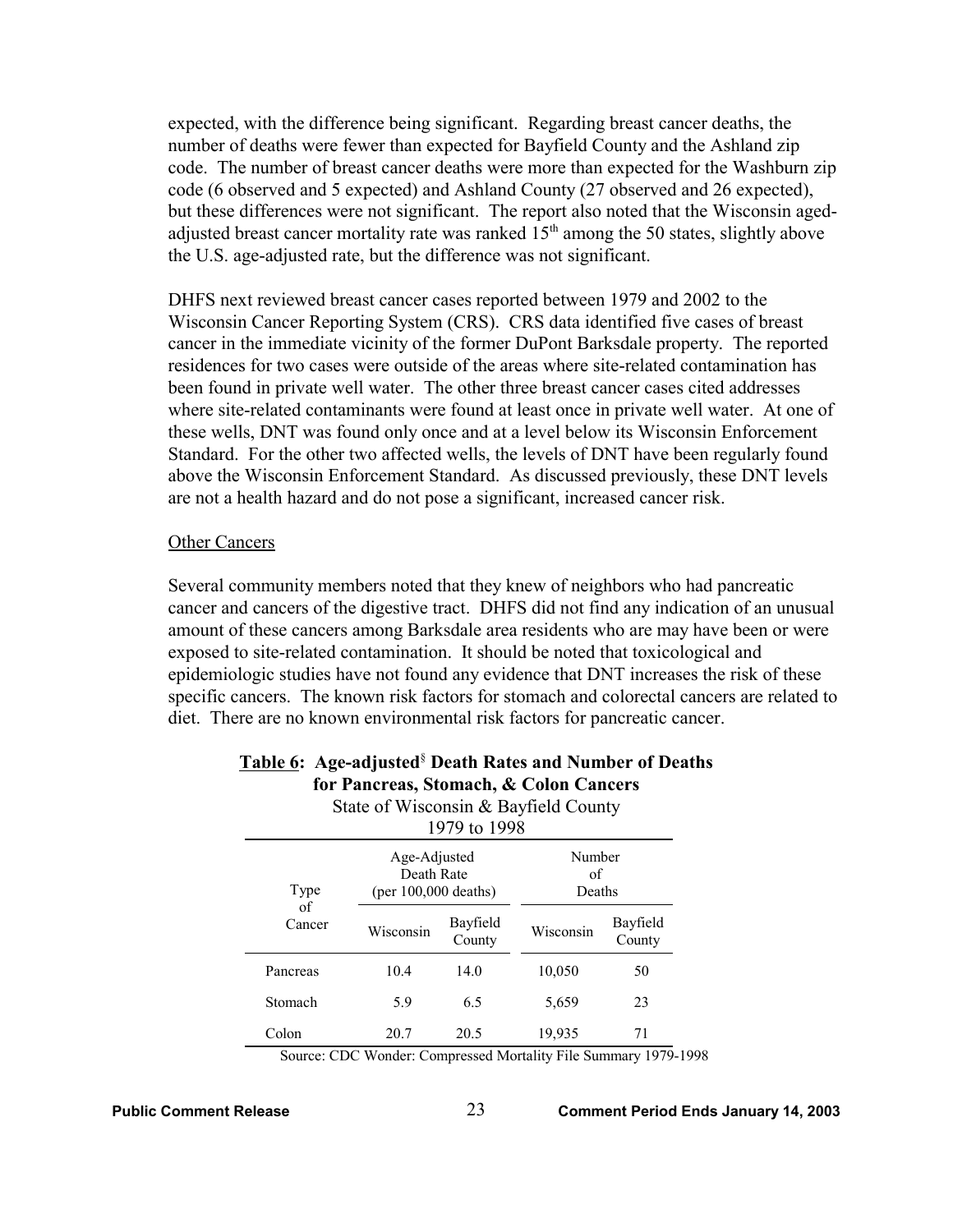expected, with the difference being significant. Regarding breast cancer deaths, the number of deaths were fewer than expected for Bayfield County and the Ashland zip code. The number of breast cancer deaths were more than expected for the Washburn zip code (6 observed and 5 expected) and Ashland County (27 observed and 26 expected), but these differences were not significant. The report also noted that the Wisconsin aged-adjusted breast cancer mortality rate was ranked 15th among the 50 states, slightly above the U.S. age-adjusted rate, but the difference was not significant.

DHFS next reviewed breast cancer cases reported between 1979 and 2002 to the Wisconsin Cancer Reporting System (CRS). CRS data identified five cases of breast cancer in the immediate vicinity of the former DuPont Barksdale property. The reported residences for two cases were outside of the areas where site-related contamination has been found in private well water. The other three breast cancer cases cited addresses where site-related contaminants were found at least once in private well water. At one of these wells, DNT was found only once and at a level below its Wisconsin Enforcement Standard. For the other two affected wells, the levels of DNT have been regularly found above the Wisconsin Enforcement Standard. As discussed previously, these DNT levels are not a health hazard and do not pose a significant, increased cancer risk.

Other Cancers

Several community members noted that they knew of neighbors who had pancreatic cancer and cancers of the digestive tract. DHFS did not find any indication of an unusual amount of these cancers among Barksdale area residents who are may have been or were exposed to site-related contamination. It should be noted that toxicological and epidemiologic studies have not found any evidence that DNT increases the risk of these specific cancers. The known risk factors for stomach and colorectal cancers are related to diet. There are no known environmental risk factors for pancreatic cancer.

**Table 6: Age-adjusted§ Death Rates and Number of Deaths for Pancreas, Stomach, & Colon Cancers**

State of Wisconsin & Bayfield County

1979 to 1998

| Type of Cancer | Age-Adjusted Death Rate (per 100,000 deaths) | | Number of Deaths | |
|---|---|---|---|---|
| | Wisconsin | Bayfield County | Wisconsin | Bayfield County |
| Pancreas | 10.4 | 14.0 | 10,050 | 50 |
| Stomach | 5.9 | 6.5 | 5,659 | 23 |
| Colon | 20.7 | 20.5 | 19,935 | 71 |

Source: CDC Wonder: Compressed Mortality File Summary 1979-1998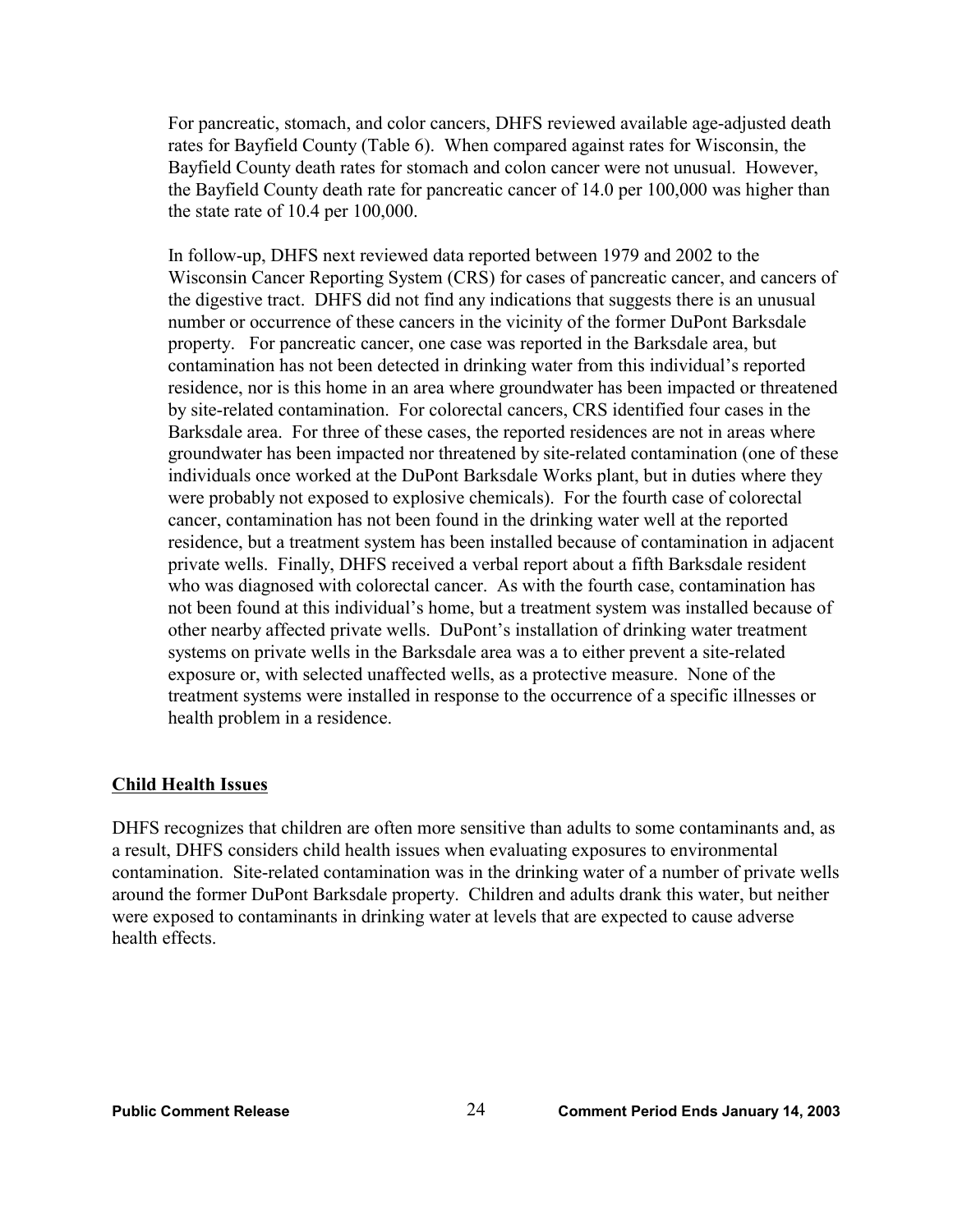For pancreatic, stomach, and color cancers, DHFS reviewed available age-adjusted death rates for Bayfield County (Table 6). When compared against rates for Wisconsin, the Bayfield County death rates for stomach and colon cancer were not unusual. However, the Bayfield County death rate for pancreatic cancer of 14.0 per 100,000 was higher than the state rate of 10.4 per 100,000.

In follow-up, DHFS next reviewed data reported between 1979 and 2002 to the Wisconsin Cancer Reporting System (CRS) for cases of pancreatic cancer, and cancers of the digestive tract. DHFS did not find any indications that suggests there is an unusual number or occurrence of these cancers in the vicinity of the former DuPont Barksdale property. For pancreatic cancer, one case was reported in the Barksdale area, but contamination has not been detected in drinking water from this individual's reported residence, nor is this home in an area where groundwater has been impacted or threatened by site-related contamination. For colorectal cancers, CRS identified four cases in the Barksdale area. For three of these cases, the reported residences are not in areas where groundwater has been impacted nor threatened by site-related contamination (one of these individuals once worked at the DuPont Barksdale Works plant, but in duties where they were probably not exposed to explosive chemicals). For the fourth case of colorectal cancer, contamination has not been found in the drinking water well at the reported residence, but a treatment system has been installed because of contamination in adjacent private wells. Finally, DHFS received a verbal report about a fifth Barksdale resident who was diagnosed with colorectal cancer. As with the fourth case, contamination has not been found at this individual's home, but a treatment system was installed because of other nearby affected private wells. DuPont's installation of drinking water treatment systems on private wells in the Barksdale area was a to either prevent a site-related exposure or, with selected unaffected wells, as a protective measure. None of the treatment systems were installed in response to the occurrence of a specific illnesses or health problem in a residence.

## Child Health Issues

DHFS recognizes that children are often more sensitive than adults to some contaminants and, as a result, DHFS considers child health issues when evaluating exposures to environmental contamination. Site-related contamination was in the drinking water of a number of private wells around the former DuPont Barksdale property. Children and adults drank this water, but neither were exposed to contaminants in drinking water at levels that are expected to cause adverse health effects.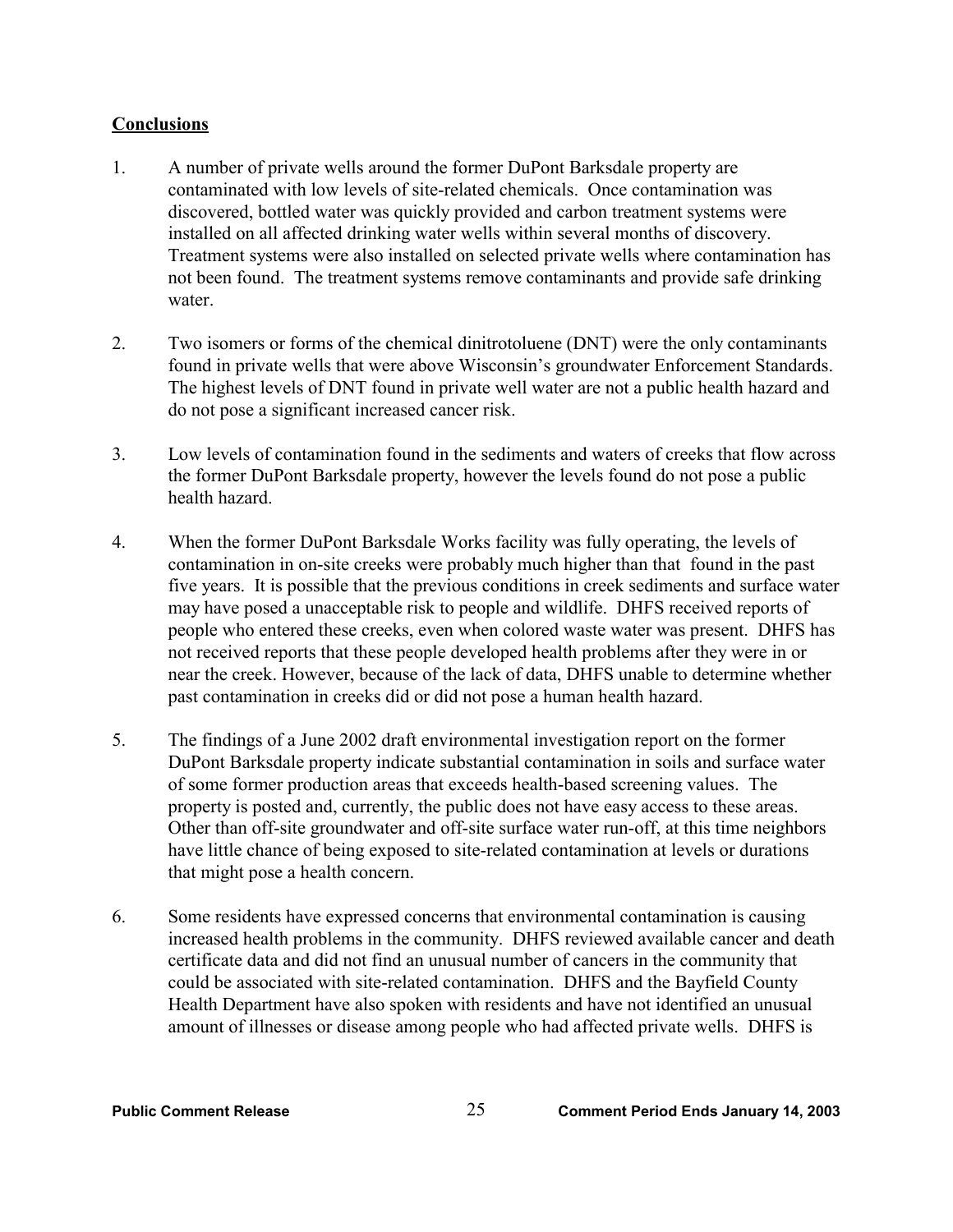**Conclusions**

1. A number of private wells around the former DuPont Barksdale property are contaminated with low levels of site-related chemicals. Once contamination was discovered, bottled water was quickly provided and carbon treatment systems were installed on all affected drinking water wells within several months of discovery. Treatment systems were also installed on selected private wells where contamination has not been found. The treatment systems remove contaminants and provide safe drinking water.

2. Two isomers or forms of the chemical dinitrotoluene (DNT) were the only contaminants found in private wells that were above Wisconsin's groundwater Enforcement Standards. The highest levels of DNT found in private well water are not a public health hazard and do not pose a significant increased cancer risk.

3. Low levels of contamination found in the sediments and waters of creeks that flow across the former DuPont Barksdale property, however the levels found do not pose a public health hazard.

4. When the former DuPont Barksdale Works facility was fully operating, the levels of contamination in on-site creeks were probably much higher than that found in the past five years. It is possible that the previous conditions in creek sediments and surface water may have posed a unacceptable risk to people and wildlife. DHFS received reports of people who entered these creeks, even when colored waste water was present. DHFS has not received reports that these people developed health problems after they were in or near the creek. However, because of the lack of data, DHFS unable to determine whether past contamination in creeks did or did not pose a human health hazard.

5. The findings of a June 2002 draft environmental investigation report on the former DuPont Barksdale property indicate substantial contamination in soils and surface water of some former production areas that exceeds health-based screening values. The property is posted and, currently, the public does not have easy access to these areas. Other than off-site groundwater and off-site surface water run-off, at this time neighbors have little chance of being exposed to site-related contamination at levels or durations that might pose a health concern.

6. Some residents have expressed concerns that environmental contamination is causing increased health problems in the community. DHFS reviewed available cancer and death certificate data and did not find an unusual number of cancers in the community that could be associated with site-related contamination. DHFS and the Bayfield County Health Department have also spoken with residents and have not identified an unusual amount of illnesses or disease among people who had affected private wells. DHFS is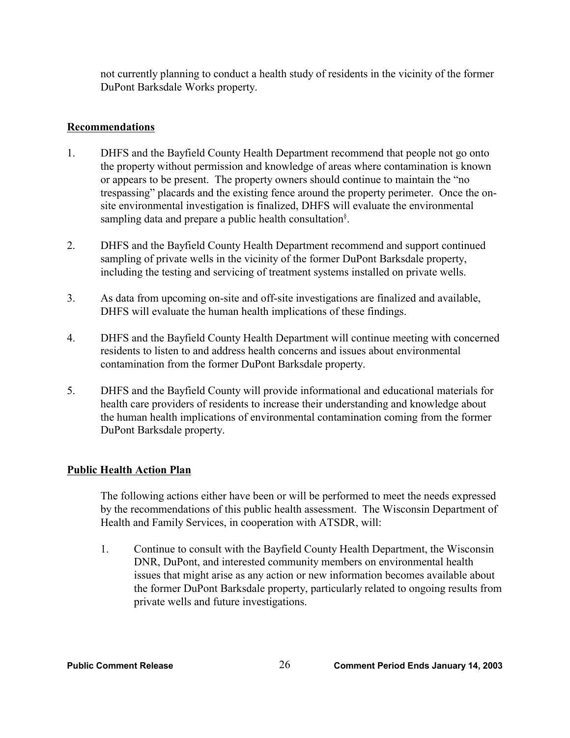not currently planning to conduct a health study of residents in the vicinity of the former DuPont Barksdale Works property.

## Recommendations

1. DHFS and the Bayfield County Health Department recommend that people not go onto the property without permission and knowledge of areas where contamination is known or appears to be present. The property owners should continue to maintain the "no trespassing" placards and the existing fence around the property perimeter. Once the on-site environmental investigation is finalized, DHFS will evaluate the environmental sampling data and prepare a public health consultation[§].

2. DHFS and the Bayfield County Health Department recommend and support continued sampling of private wells in the vicinity of the former DuPont Barksdale property, including the testing and servicing of treatment systems installed on private wells.

3. As data from upcoming on-site and off-site investigations are finalized and available, DHFS will evaluate the human health implications of these findings.

4. DHFS and the Bayfield County Health Department will continue meeting with concerned residents to listen to and address health concerns and issues about environmental contamination from the former DuPont Barksdale property.

5. DHFS and the Bayfield County will provide informational and educational materials for health care providers of residents to increase their understanding and knowledge about the human health implications of environmental contamination coming from the former DuPont Barksdale property.

## Public Health Action Plan

The following actions either have been or will be performed to meet the needs expressed by the recommendations of this public health assessment. The Wisconsin Department of Health and Family Services, in cooperation with ATSDR, will:

1. Continue to consult with the Bayfield County Health Department, the Wisconsin DNR, DuPont, and interested community members on environmental health issues that might arise as any action or new information becomes available about the former DuPont Barksdale property, particularly related to ongoing results from private wells and future investigations.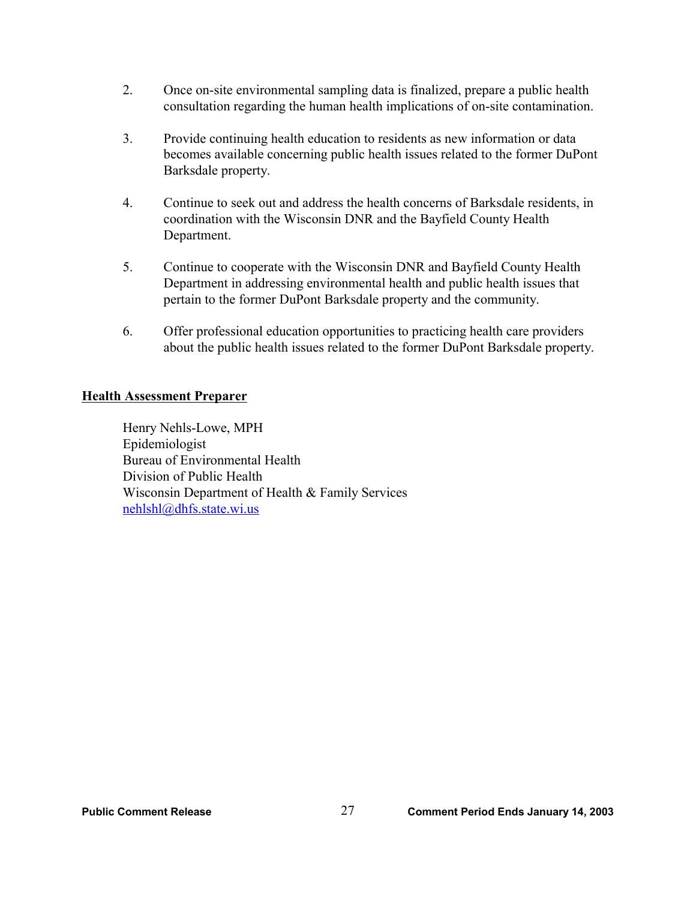2. Once on-site environmental sampling data is finalized, prepare a public health consultation regarding the human health implications of on-site contamination.

3. Provide continuing health education to residents as new information or data becomes available concerning public health issues related to the former DuPont Barksdale property.

4. Continue to seek out and address the health concerns of Barksdale residents, in coordination with the Wisconsin DNR and the Bayfield County Health Department.

5. Continue to cooperate with the Wisconsin DNR and Bayfield County Health Department in addressing environmental health and public health issues that pertain to the former DuPont Barksdale property and the community.

6. Offer professional education opportunities to practicing health care providers about the public health issues related to the former DuPont Barksdale property.

**<u>Health Assessment Preparer</u>**

Henry Nehls-Lowe, MPH
Epidemiologist
Bureau of Environmental Health
Division of Public Health
Wisconsin Department of Health & Family Services
nehlshl@dhfs.state.wi.us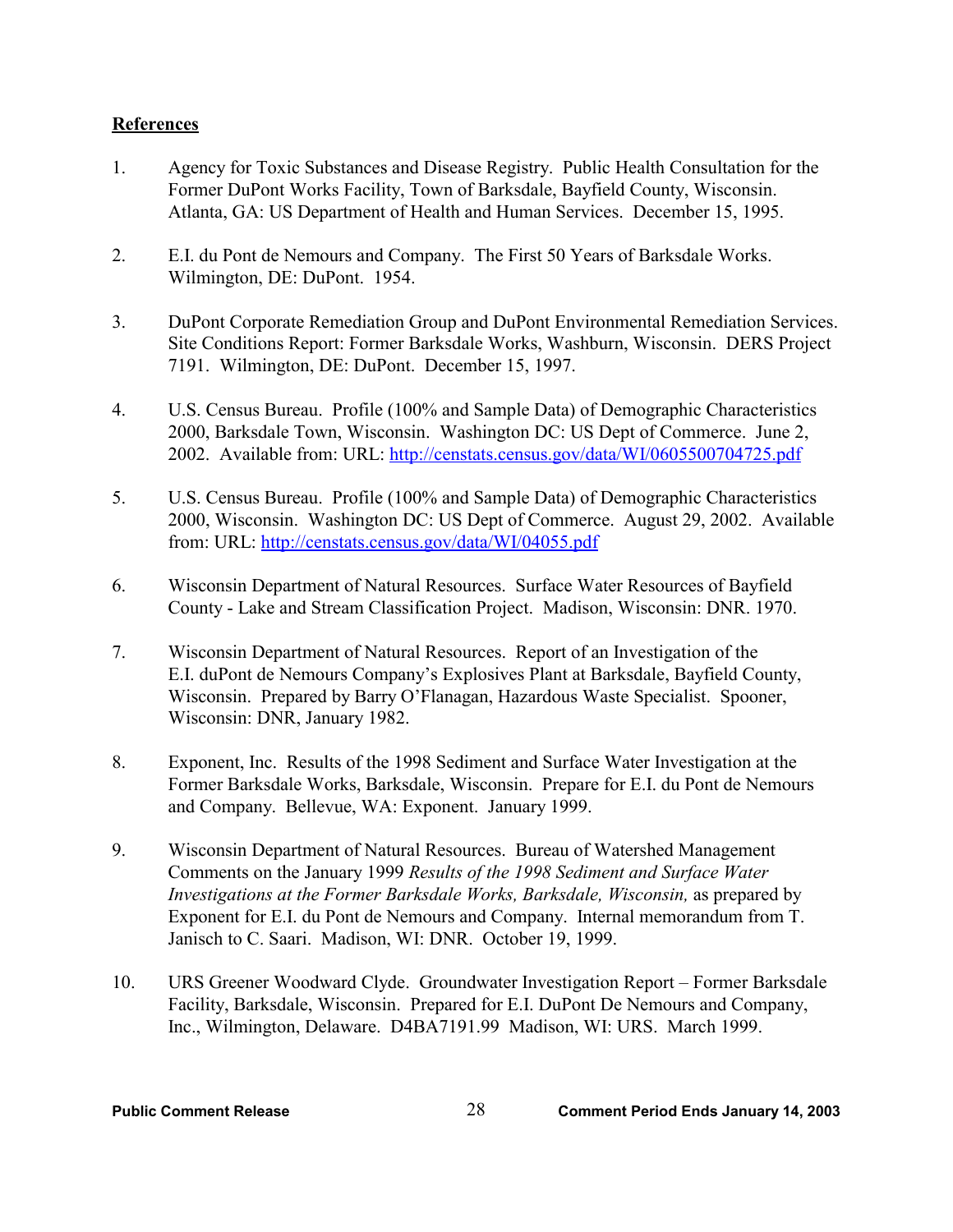## References

1. Agency for Toxic Substances and Disease Registry. Public Health Consultation for the Former DuPont Works Facility, Town of Barksdale, Bayfield County, Wisconsin. Atlanta, GA: US Department of Health and Human Services. December 15, 1995.

2. E.I. du Pont de Nemours and Company. The First 50 Years of Barksdale Works. Wilmington, DE: DuPont. 1954.

3. DuPont Corporate Remediation Group and DuPont Environmental Remediation Services. Site Conditions Report: Former Barksdale Works, Washburn, Wisconsin. DERS Project 7191. Wilmington, DE: DuPont. December 15, 1997.

4. U.S. Census Bureau. Profile (100% and Sample Data) of Demographic Characteristics 2000, Barksdale Town, Wisconsin. Washington DC: US Dept of Commerce. June 2, 2002. Available from: URL: http://censtats.census.gov/data/WI/0605500704725.pdf

5. U.S. Census Bureau. Profile (100% and Sample Data) of Demographic Characteristics 2000, Wisconsin. Washington DC: US Dept of Commerce. August 29, 2002. Available from: URL: http://censtats.census.gov/data/WI/04055.pdf

6. Wisconsin Department of Natural Resources. Surface Water Resources of Bayfield County - Lake and Stream Classification Project. Madison, Wisconsin: DNR. 1970.

7. Wisconsin Department of Natural Resources. Report of an Investigation of the E.I. duPont de Nemours Company's Explosives Plant at Barksdale, Bayfield County, Wisconsin. Prepared by Barry O'Flanagan, Hazardous Waste Specialist. Spooner, Wisconsin: DNR, January 1982.

8. Exponent, Inc. Results of the 1998 Sediment and Surface Water Investigation at the Former Barksdale Works, Barksdale, Wisconsin. Prepare for E.I. du Pont de Nemours and Company. Bellevue, WA: Exponent. January 1999.

9. Wisconsin Department of Natural Resources. Bureau of Watershed Management Comments on the January 1999 *Results of the 1998 Sediment and Surface Water Investigations at the Former Barksdale Works, Barksdale, Wisconsin,* as prepared by Exponent for E.I. du Pont de Nemours and Company. Internal memorandum from T. Janisch to C. Saari. Madison, WI: DNR. October 19, 1999.

10. URS Greener Woodward Clyde. Groundwater Investigation Report – Former Barksdale Facility, Barksdale, Wisconsin. Prepared for E.I. DuPont De Nemours and Company, Inc., Wilmington, Delaware. D4BA7191.99 Madison, WI: URS. March 1999.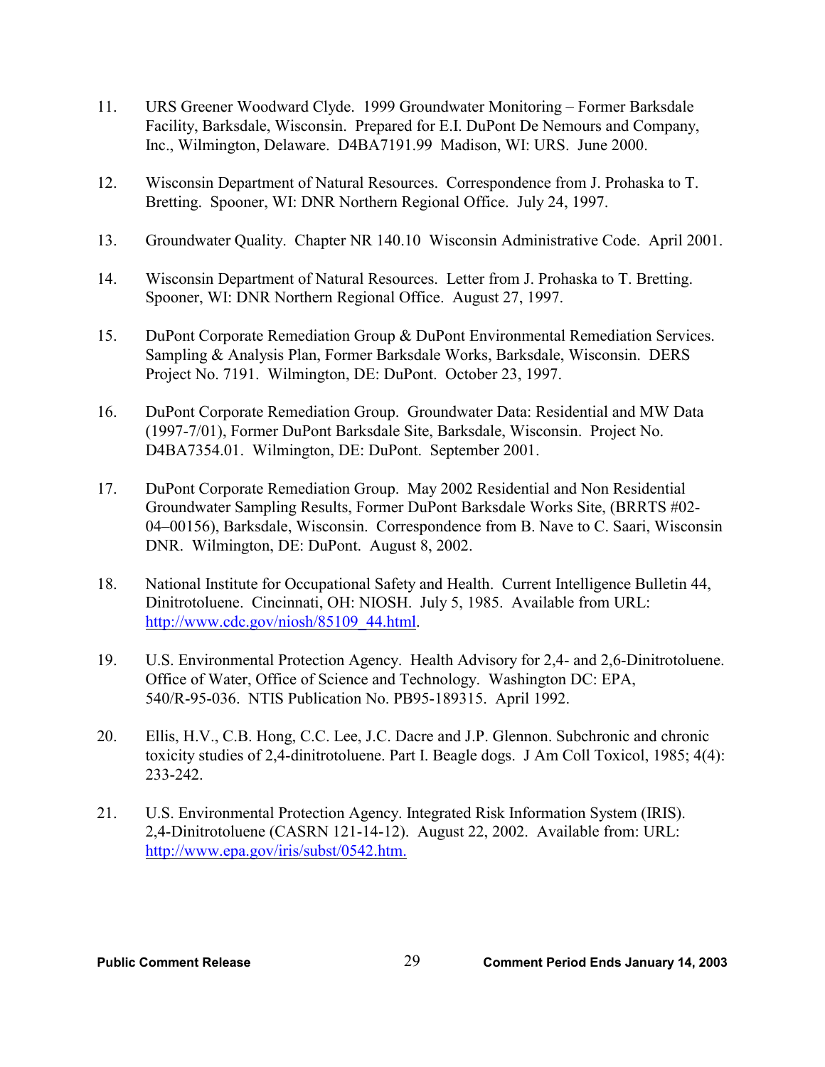11. URS Greener Woodward Clyde. 1999 Groundwater Monitoring – Former Barksdale Facility, Barksdale, Wisconsin. Prepared for E.I. DuPont De Nemours and Company, Inc., Wilmington, Delaware. D4BA7191.99 Madison, WI: URS. June 2000.

12. Wisconsin Department of Natural Resources. Correspondence from J. Prohaska to T. Bretting. Spooner, WI: DNR Northern Regional Office. July 24, 1997.

13. Groundwater Quality. Chapter NR 140.10 Wisconsin Administrative Code. April 2001.

14. Wisconsin Department of Natural Resources. Letter from J. Prohaska to T. Bretting. Spooner, WI: DNR Northern Regional Office. August 27, 1997.

15. DuPont Corporate Remediation Group & DuPont Environmental Remediation Services. Sampling & Analysis Plan, Former Barksdale Works, Barksdale, Wisconsin. DERS Project No. 7191. Wilmington, DE: DuPont. October 23, 1997.

16. DuPont Corporate Remediation Group. Groundwater Data: Residential and MW Data (1997-7/01), Former DuPont Barksdale Site, Barksdale, Wisconsin. Project No. D4BA7354.01. Wilmington, DE: DuPont. September 2001.

17. DuPont Corporate Remediation Group. May 2002 Residential and Non Residential Groundwater Sampling Results, Former DuPont Barksdale Works Site, (BRRTS #02-04–00156), Barksdale, Wisconsin. Correspondence from B. Nave to C. Saari, Wisconsin DNR. Wilmington, DE: DuPont. August 8, 2002.

18. National Institute for Occupational Safety and Health. Current Intelligence Bulletin 44, Dinitrotoluene. Cincinnati, OH: NIOSH. July 5, 1985. Available from URL: http://www.cdc.gov/niosh/85109_44.html.

19. U.S. Environmental Protection Agency. Health Advisory for 2,4- and 2,6-Dinitrotoluene. Office of Water, Office of Science and Technology. Washington DC: EPA, 540/R-95-036. NTIS Publication No. PB95-189315. April 1992.

20. Ellis, H.V., C.B. Hong, C.C. Lee, J.C. Dacre and J.P. Glennon. Subchronic and chronic toxicity studies of 2,4-dinitrotoluene. Part I. Beagle dogs. J Am Coll Toxicol, 1985; 4(4): 233-242.

21. U.S. Environmental Protection Agency. Integrated Risk Information System (IRIS). 2,4-Dinitrotoluene (CASRN 121-14-12). August 22, 2002. Available from: URL: http://www.epa.gov/iris/subst/0542.htm.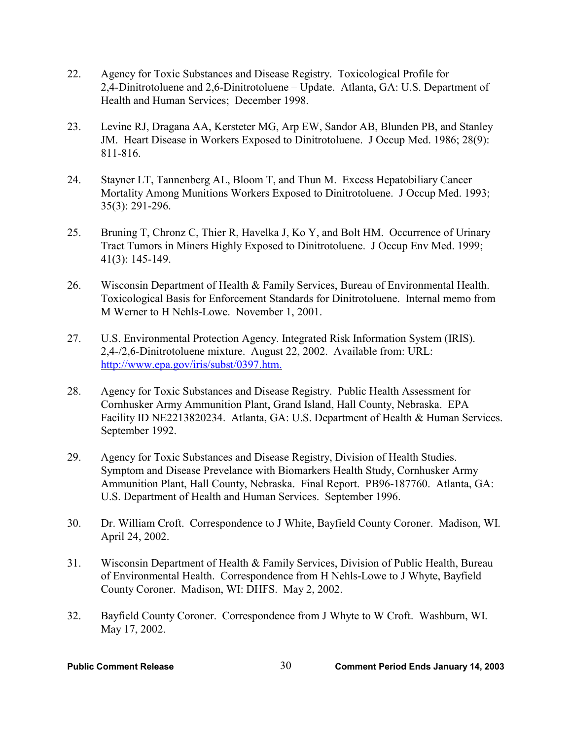22. Agency for Toxic Substances and Disease Registry. Toxicological Profile for 2,4-Dinitrotoluene and 2,6-Dinitrotoluene – Update. Atlanta, GA: U.S. Department of Health and Human Services; December 1998.

23. Levine RJ, Dragana AA, Kersteter MG, Arp EW, Sandor AB, Blunden PB, and Stanley JM. Heart Disease in Workers Exposed to Dinitrotoluene. J Occup Med. 1986; 28(9): 811-816.

24. Stayner LT, Tannenberg AL, Bloom T, and Thun M. Excess Hepatobiliary Cancer Mortality Among Munitions Workers Exposed to Dinitrotoluene. J Occup Med. 1993; 35(3): 291-296.

25. Bruning T, Chronz C, Thier R, Havelka J, Ko Y, and Bolt HM. Occurrence of Urinary Tract Tumors in Miners Highly Exposed to Dinitrotoluene. J Occup Env Med. 1999; 41(3): 145-149.

26. Wisconsin Department of Health & Family Services, Bureau of Environmental Health. Toxicological Basis for Enforcement Standards for Dinitrotoluene. Internal memo from M Werner to H Nehls-Lowe. November 1, 2001.

27. U.S. Environmental Protection Agency. Integrated Risk Information System (IRIS). 2,4-/2,6-Dinitrotoluene mixture. August 22, 2002. Available from: URL: http://www.epa.gov/iris/subst/0397.htm.

28. Agency for Toxic Substances and Disease Registry. Public Health Assessment for Cornhusker Army Ammunition Plant, Grand Island, Hall County, Nebraska. EPA Facility ID NE2213820234. Atlanta, GA: U.S. Department of Health & Human Services. September 1992.

29. Agency for Toxic Substances and Disease Registry, Division of Health Studies. Symptom and Disease Prevelance with Biomarkers Health Study, Cornhusker Army Ammunition Plant, Hall County, Nebraska. Final Report. PB96-187760. Atlanta, GA: U.S. Department of Health and Human Services. September 1996.

30. Dr. William Croft. Correspondence to J White, Bayfield County Coroner. Madison, WI. April 24, 2002.

31. Wisconsin Department of Health & Family Services, Division of Public Health, Bureau of Environmental Health. Correspondence from H Nehls-Lowe to J Whyte, Bayfield County Coroner. Madison, WI: DHFS. May 2, 2002.

32. Bayfield County Coroner. Correspondence from J Whyte to W Croft. Washburn, WI. May 17, 2002.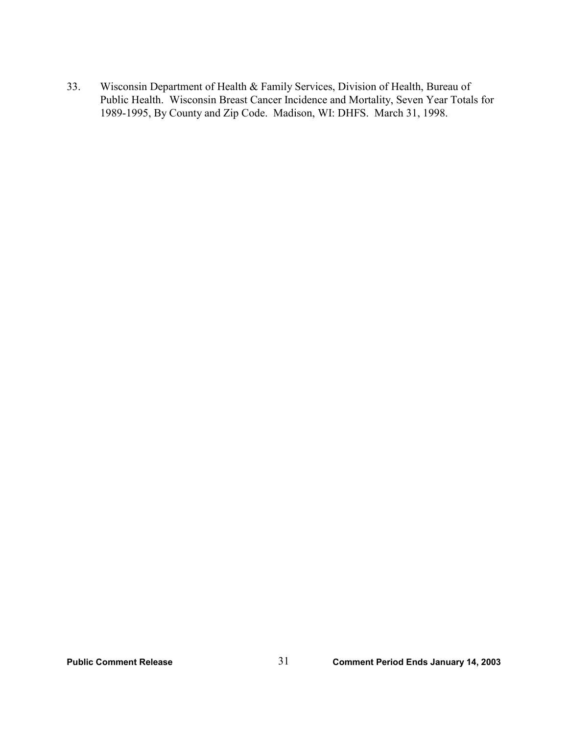33. Wisconsin Department of Health & Family Services, Division of Health, Bureau of Public Health. Wisconsin Breast Cancer Incidence and Mortality, Seven Year Totals for 1989-1995, By County and Zip Code. Madison, WI: DHFS. March 31, 1998.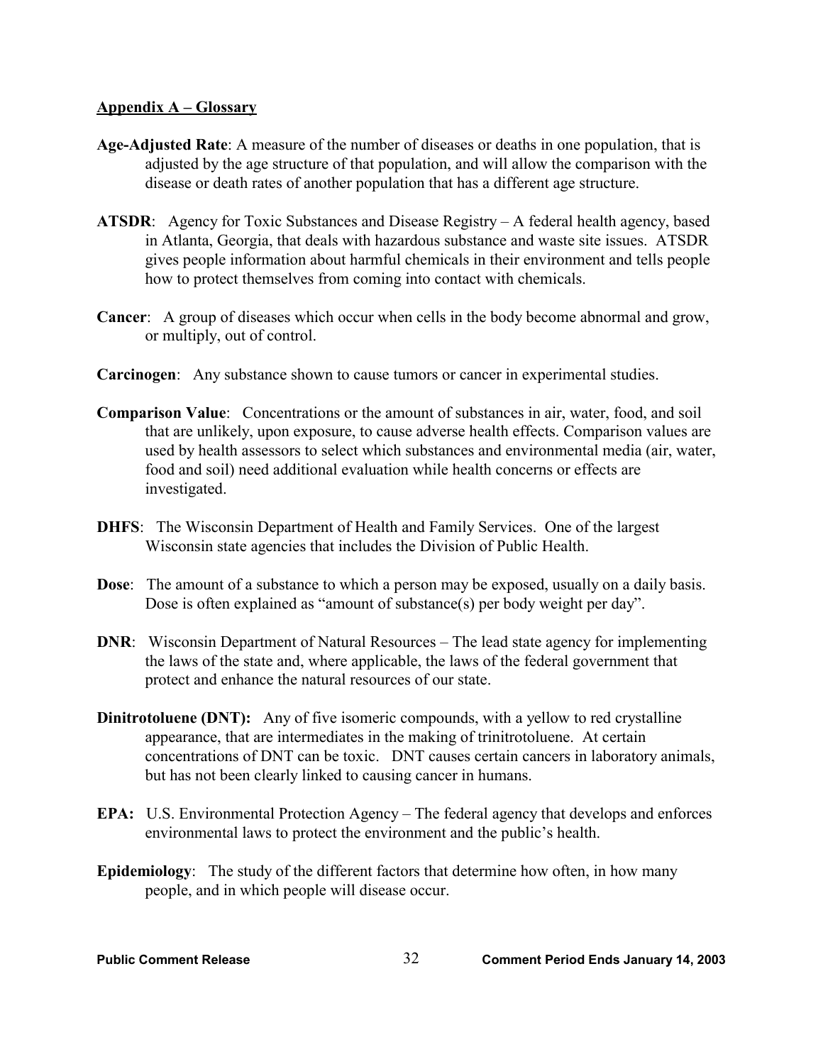**Appendix A – Glossary**

**Age-Adjusted Rate**: A measure of the number of diseases or deaths in one population, that is adjusted by the age structure of that population, and will allow the comparison with the disease or death rates of another population that has a different age structure.

**ATSDR**: Agency for Toxic Substances and Disease Registry – A federal health agency, based in Atlanta, Georgia, that deals with hazardous substance and waste site issues. ATSDR gives people information about harmful chemicals in their environment and tells people how to protect themselves from coming into contact with chemicals.

**Cancer**: A group of diseases which occur when cells in the body become abnormal and grow, or multiply, out of control.

**Carcinogen**: Any substance shown to cause tumors or cancer in experimental studies.

**Comparison Value**: Concentrations or the amount of substances in air, water, food, and soil that are unlikely, upon exposure, to cause adverse health effects. Comparison values are used by health assessors to select which substances and environmental media (air, water, food and soil) need additional evaluation while health concerns or effects are investigated.

**DHFS**: The Wisconsin Department of Health and Family Services. One of the largest Wisconsin state agencies that includes the Division of Public Health.

**Dose**: The amount of a substance to which a person may be exposed, usually on a daily basis. Dose is often explained as "amount of substance(s) per body weight per day".

**DNR**: Wisconsin Department of Natural Resources – The lead state agency for implementing the laws of the state and, where applicable, the laws of the federal government that protect and enhance the natural resources of our state.

**Dinitrotoluene (DNT):** Any of five isomeric compounds, with a yellow to red crystalline appearance, that are intermediates in the making of trinitrotoluene. At certain concentrations of DNT can be toxic. DNT causes certain cancers in laboratory animals, but has not been clearly linked to causing cancer in humans.

**EPA:** U.S. Environmental Protection Agency – The federal agency that develops and enforces environmental laws to protect the environment and the public's health.

**Epidemiology**: The study of the different factors that determine how often, in how many people, and in which people will disease occur.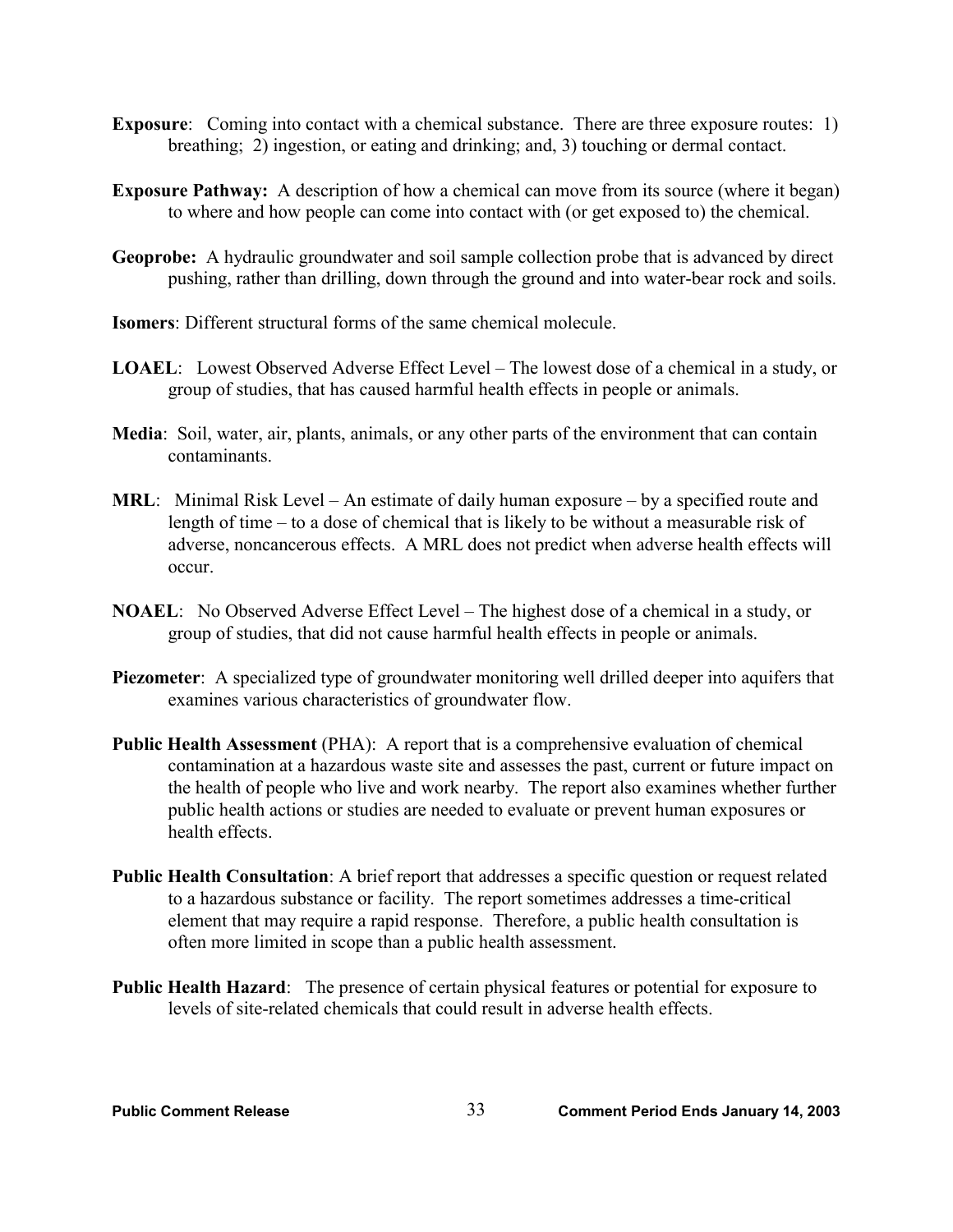**Exposure**: Coming into contact with a chemical substance. There are three exposure routes: 1) breathing; 2) ingestion, or eating and drinking; and, 3) touching or dermal contact.

**Exposure Pathway:** A description of how a chemical can move from its source (where it began) to where and how people can come into contact with (or get exposed to) the chemical.

**Geoprobe:** A hydraulic groundwater and soil sample collection probe that is advanced by direct pushing, rather than drilling, down through the ground and into water-bear rock and soils.

**Isomers**: Different structural forms of the same chemical molecule.

**LOAEL**: Lowest Observed Adverse Effect Level – The lowest dose of a chemical in a study, or group of studies, that has caused harmful health effects in people or animals.

**Media**: Soil, water, air, plants, animals, or any other parts of the environment that can contain contaminants.

**MRL**: Minimal Risk Level – An estimate of daily human exposure – by a specified route and length of time – to a dose of chemical that is likely to be without a measurable risk of adverse, noncancerous effects. A MRL does not predict when adverse health effects will occur.

**NOAEL**: No Observed Adverse Effect Level – The highest dose of a chemical in a study, or group of studies, that did not cause harmful health effects in people or animals.

**Piezometer**: A specialized type of groundwater monitoring well drilled deeper into aquifers that examines various characteristics of groundwater flow.

**Public Health Assessment** (PHA): A report that is a comprehensive evaluation of chemical contamination at a hazardous waste site and assesses the past, current or future impact on the health of people who live and work nearby. The report also examines whether further public health actions or studies are needed to evaluate or prevent human exposures or health effects.

**Public Health Consultation**: A brief report that addresses a specific question or request related to a hazardous substance or facility. The report sometimes addresses a time-critical element that may require a rapid response. Therefore, a public health consultation is often more limited in scope than a public health assessment.

**Public Health Hazard**: The presence of certain physical features or potential for exposure to levels of site-related chemicals that could result in adverse health effects.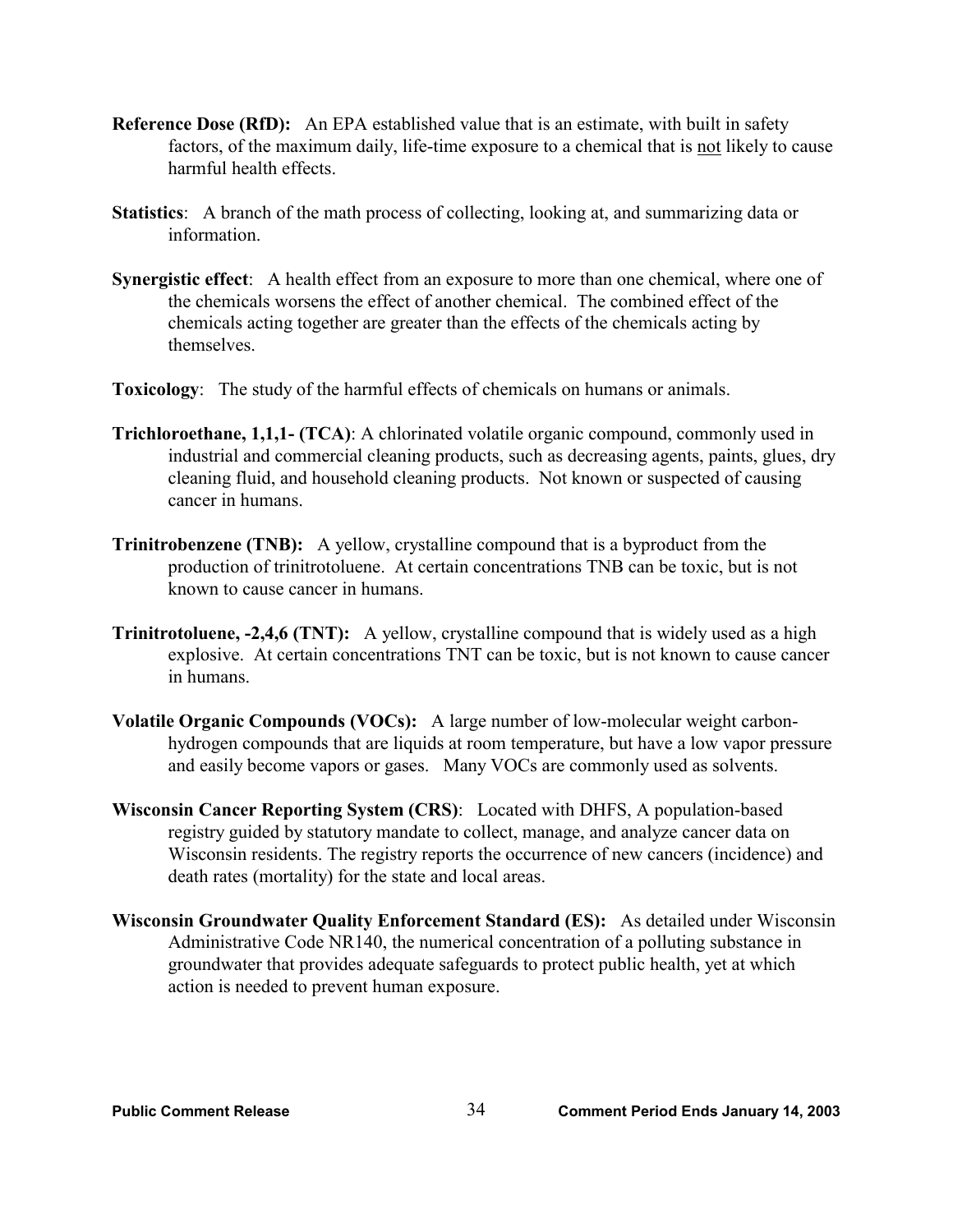**Reference Dose (RfD):** An EPA established value that is an estimate, with built in safety factors, of the maximum daily, life-time exposure to a chemical that is not likely to cause harmful health effects.

**Statistics**: A branch of the math process of collecting, looking at, and summarizing data or information.

**Synergistic effect**: A health effect from an exposure to more than one chemical, where one of the chemicals worsens the effect of another chemical. The combined effect of the chemicals acting together are greater than the effects of the chemicals acting by themselves.

**Toxicology**: The study of the harmful effects of chemicals on humans or animals.

**Trichloroethane, 1,1,1- (TCA)**: A chlorinated volatile organic compound, commonly used in industrial and commercial cleaning products, such as decreasing agents, paints, glues, dry cleaning fluid, and household cleaning products. Not known or suspected of causing cancer in humans.

**Trinitrobenzene (TNB):** A yellow, crystalline compound that is a byproduct from the production of trinitrotoluene. At certain concentrations TNB can be toxic, but is not known to cause cancer in humans.

**Trinitrotoluene, -2,4,6 (TNT):** A yellow, crystalline compound that is widely used as a high explosive. At certain concentrations TNT can be toxic, but is not known to cause cancer in humans.

**Volatile Organic Compounds (VOCs):** A large number of low-molecular weight carbon-hydrogen compounds that are liquids at room temperature, but have a low vapor pressure and easily become vapors or gases. Many VOCs are commonly used as solvents.

**Wisconsin Cancer Reporting System (CRS)**: Located with DHFS, A population-based registry guided by statutory mandate to collect, manage, and analyze cancer data on Wisconsin residents. The registry reports the occurrence of new cancers (incidence) and death rates (mortality) for the state and local areas.

**Wisconsin Groundwater Quality Enforcement Standard (ES):** As detailed under Wisconsin Administrative Code NR140, the numerical concentration of a polluting substance in groundwater that provides adequate safeguards to protect public health, yet at which action is needed to prevent human exposure.